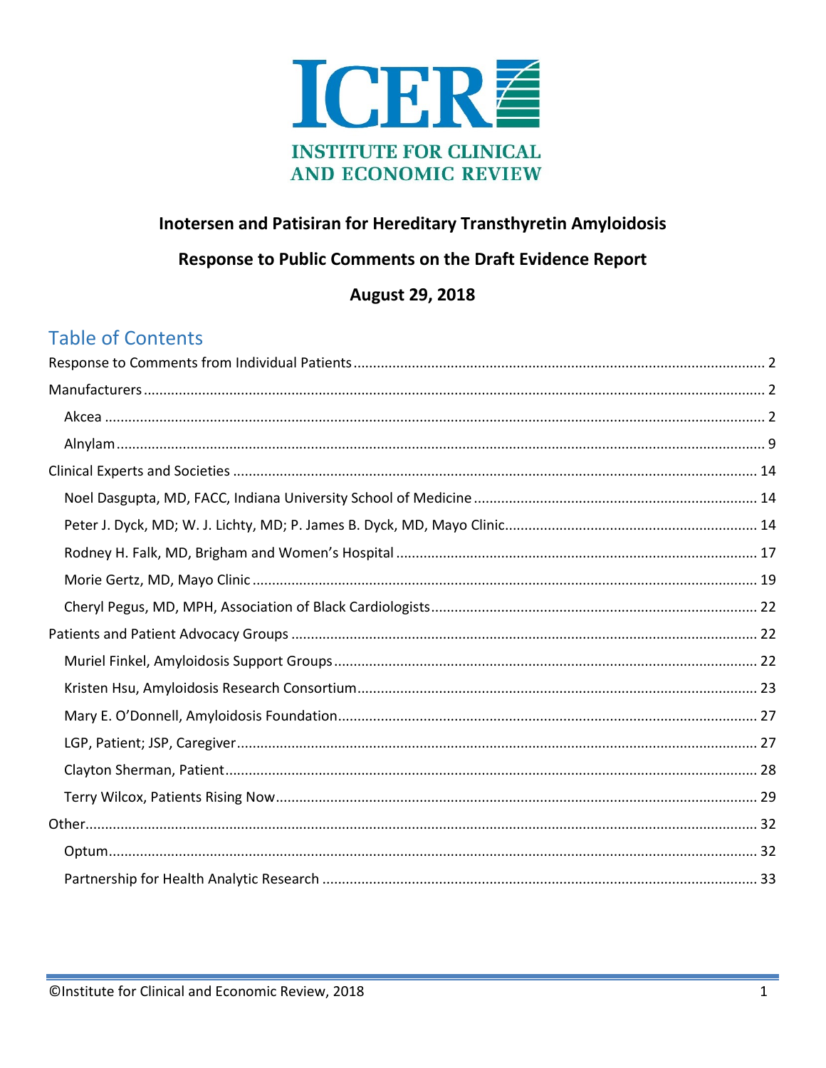ICER

INSTITUTE FOR CLINICAL AND ECONOMIC REVIEW

**Inotersen and Patisiran for Hereditary Transthyretin Amyloidosis**

**Response to Public Comments on the Draft Evidence Report**

**August 29, 2018**

## Table of Contents

Response to Comments from Individual Patients ........ 2

Manufacturers ........ 2

- Akcea ........ 2
- Alnylam ........ 9

Clinical Experts and Societies ........ 14

- Noel Dasgupta, MD, FACC, Indiana University School of Medicine ........ 14
- Peter J. Dyck, MD; W. J. Lichty, MD; P. James B. Dyck, MD, Mayo Clinic ........ 14
- Rodney H. Falk, MD, Brigham and Women's Hospital ........ 17
- Morie Gertz, MD, Mayo Clinic ........ 19
- Cheryl Pegus, MD, MPH, Association of Black Cardiologists ........ 22

Patients and Patient Advocacy Groups ........ 22

- Muriel Finkel, Amyloidosis Support Groups ........ 22
- Kristen Hsu, Amyloidosis Research Consortium ........ 23
- Mary E. O'Donnell, Amyloidosis Foundation ........ 27
- LGP, Patient; JSP, Caregiver ........ 27
- Clayton Sherman, Patient ........ 28
- Terry Wilcox, Patients Rising Now ........ 29

Other ........ 32

- Optum ........ 32
- Partnership for Health Analytic Research ........ 33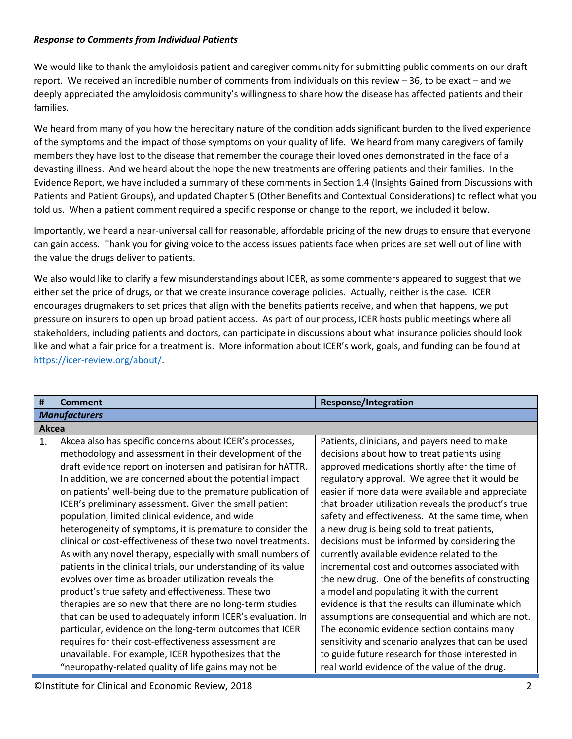***Response to Comments from Individual Patients***

We would like to thank the amyloidosis patient and caregiver community for submitting public comments on our draft report. We received an incredible number of comments from individuals on this review – 36, to be exact – and we deeply appreciated the amyloidosis community's willingness to share how the disease has affected patients and their families.

We heard from many of you how the hereditary nature of the condition adds significant burden to the lived experience of the symptoms and the impact of those symptoms on your quality of life. We heard from many caregivers of family members they have lost to the disease that remember the courage their loved ones demonstrated in the face of a devasting illness. And we heard about the hope the new treatments are offering patients and their families. In the Evidence Report, we have included a summary of these comments in Section 1.4 (Insights Gained from Discussions with Patients and Patient Groups), and updated Chapter 5 (Other Benefits and Contextual Considerations) to reflect what you told us. When a patient comment required a specific response or change to the report, we included it below.

Importantly, we heard a near-universal call for reasonable, affordable pricing of the new drugs to ensure that everyone can gain access. Thank you for giving voice to the access issues patients face when prices are set well out of line with the value the drugs deliver to patients.

We also would like to clarify a few misunderstandings about ICER, as some commenters appeared to suggest that we either set the price of drugs, or that we create insurance coverage policies. Actually, neither is the case. ICER encourages drugmakers to set prices that align with the benefits patients receive, and when that happens, we put pressure on insurers to open up broad patient access. As part of our process, ICER hosts public meetings where all stakeholders, including patients and doctors, can participate in discussions about what insurance policies should look like and what a fair price for a treatment is. More information about ICER's work, goals, and funding can be found at https://icer-review.org/about/.

| # | Comment | Response/Integration |
|---|---|---|
| ***Manufacturers*** | | |
| **Akcea** | | |
| 1. | Akcea also has specific concerns about ICER's processes, methodology and assessment in their development of the draft evidence report on inotersen and patisiran for hATTR. In addition, we are concerned about the potential impact on patients' well-being due to the premature publication of ICER's preliminary assessment. Given the small patient population, limited clinical evidence, and wide heterogeneity of symptoms, it is premature to consider the clinical or cost-effectiveness of these two novel treatments. As with any novel therapy, especially with small numbers of patients in the clinical trials, our understanding of its value evolves over time as broader utilization reveals the product's true safety and effectiveness. These two therapies are so new that there are no long-term studies that can be used to adequately inform ICER's evaluation. In particular, evidence on the long-term outcomes that ICER requires for their cost-effectiveness assessment are unavailable. For example, ICER hypothesizes that the "neuropathy-related quality of life gains may not be | Patients, clinicians, and payers need to make decisions about how to treat patients using approved medications shortly after the time of regulatory approval. We agree that it would be easier if more data were available and appreciate that broader utilization reveals the product's true safety and effectiveness. At the same time, when a new drug is being sold to treat patients, decisions must be informed by considering the currently available evidence related to the incremental cost and outcomes associated with the new drug. One of the benefits of constructing a model and populating it with the current evidence is that the results can illuminate which assumptions are consequential and which are not. The economic evidence section contains many sensitivity and scenario analyzes that can be used to guide future research for those interested in real world evidence of the value of the drug. |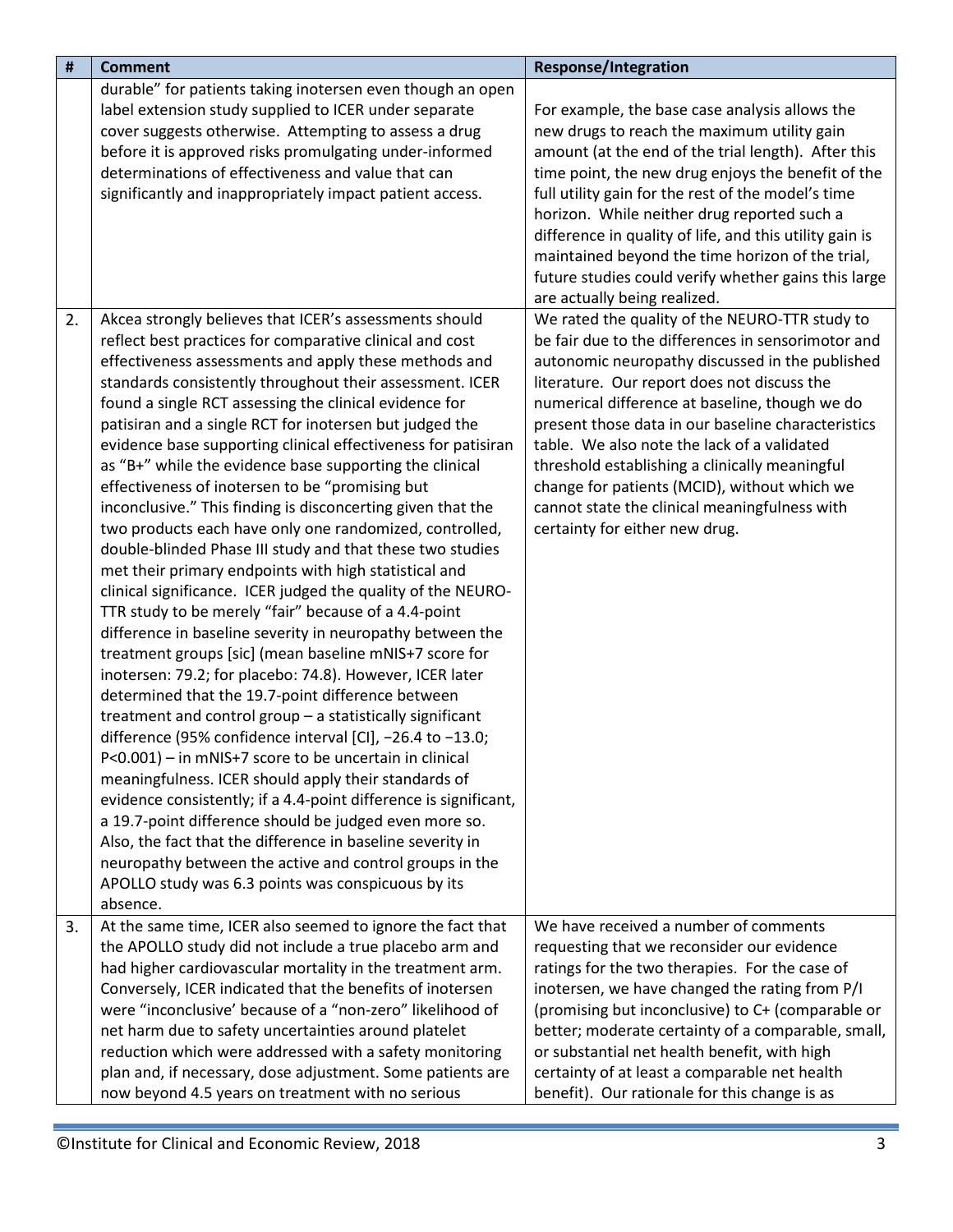| # | Comment | Response/Integration |
|---|---|---|
| | durable" for patients taking inotersen even though an open label extension study supplied to ICER under separate cover suggests otherwise. Attempting to assess a drug before it is approved risks promulgating under-informed determinations of effectiveness and value that can significantly and inappropriately impact patient access. | For example, the base case analysis allows the new drugs to reach the maximum utility gain amount (at the end of the trial length). After this time point, the new drug enjoys the benefit of the full utility gain for the rest of the model's time horizon. While neither drug reported such a difference in quality of life, and this utility gain is maintained beyond the time horizon of the trial, future studies could verify whether gains this large are actually being realized. |
| 2. | Akcea strongly believes that ICER's assessments should reflect best practices for comparative clinical and cost effectiveness assessments and apply these methods and standards consistently throughout their assessment. ICER found a single RCT assessing the clinical evidence for patisiran and a single RCT for inotersen but judged the evidence base supporting clinical effectiveness for patisiran as "B+" while the evidence base supporting the clinical effectiveness of inotersen to be "promising but inconclusive." This finding is disconcerting given that the two products each have only one randomized, controlled, double-blinded Phase III study and that these two studies met their primary endpoints with high statistical and clinical significance. ICER judged the quality of the NEURO-TTR study to be merely "fair" because of a 4.4-point difference in baseline severity in neuropathy between the treatment groups [sic] (mean baseline mNIS+7 score for inotersen: 79.2; for placebo: 74.8). However, ICER later determined that the 19.7-point difference between treatment and control group – a statistically significant difference (95% confidence interval [CI], −26.4 to −13.0; P<0.001) – in mNIS+7 score to be uncertain in clinical meaningfulness. ICER should apply their standards of evidence consistently; if a 4.4-point difference is significant, a 19.7-point difference should be judged even more so. Also, the fact that the difference in baseline severity in neuropathy between the active and control groups in the APOLLO study was 6.3 points was conspicuous by its absence. | We rated the quality of the NEURO-TTR study to be fair due to the differences in sensorimotor and autonomic neuropathy discussed in the published literature. Our report does not discuss the numerical difference at baseline, though we do present those data in our baseline characteristics table. We also note the lack of a validated threshold establishing a clinically meaningful change for patients (MCID), without which we cannot state the clinical meaningfulness with certainty for either new drug. |
| 3. | At the same time, ICER also seemed to ignore the fact that the APOLLO study did not include a true placebo arm and had higher cardiovascular mortality in the treatment arm. Conversely, ICER indicated that the benefits of inotersen were "inconclusive' because of a "non-zero" likelihood of net harm due to safety uncertainties around platelet reduction which were addressed with a safety monitoring plan and, if necessary, dose adjustment. Some patients are now beyond 4.5 years on treatment with no serious | We have received a number of comments requesting that we reconsider our evidence ratings for the two therapies. For the case of inotersen, we have changed the rating from P/I (promising but inconclusive) to C+ (comparable or better; moderate certainty of a comparable, small, or substantial net health benefit, with high certainty of at least a comparable net health benefit). Our rationale for this change is as |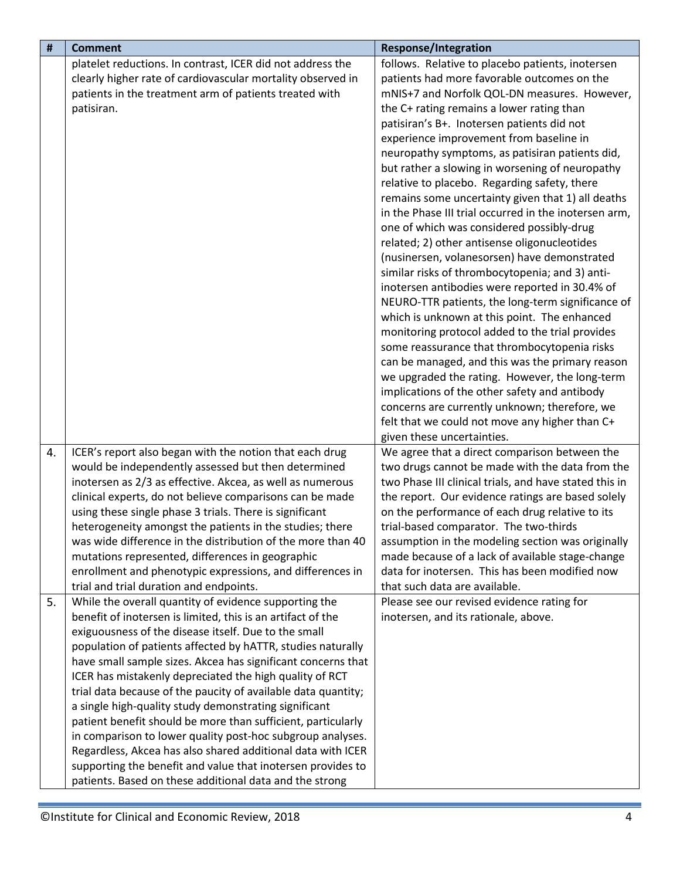| # | Comment | Response/Integration |
|---|---|---|
| | platelet reductions. In contrast, ICER did not address the clearly higher rate of cardiovascular mortality observed in patients in the treatment arm of patients treated with patisiran. | follows. Relative to placebo patients, inotersen patients had more favorable outcomes on the mNIS+7 and Norfolk QOL-DN measures. However, the C+ rating remains a lower rating than patisiran's B+. Inotersen patients did not experience improvement from baseline in neuropathy symptoms, as patisiran patients did, but rather a slowing in worsening of neuropathy relative to placebo. Regarding safety, there remains some uncertainty given that 1) all deaths in the Phase III trial occurred in the inotersen arm, one of which was considered possibly-drug related; 2) other antisense oligonucleotides (nusinersen, volanesorsen) have demonstrated similar risks of thrombocytopenia; and 3) anti-inotersen antibodies were reported in 30.4% of NEURO-TTR patients, the long-term significance of which is unknown at this point. The enhanced monitoring protocol added to the trial provides some reassurance that thrombocytopenia risks can be managed, and this was the primary reason we upgraded the rating. However, the long-term implications of the other safety and antibody concerns are currently unknown; therefore, we felt that we could not move any higher than C+ given these uncertainties. |
| 4. | ICER's report also began with the notion that each drug would be independently assessed but then determined inotersen as 2/3 as effective. Akcea, as well as numerous clinical experts, do not believe comparisons can be made using these single phase 3 trials. There is significant heterogeneity amongst the patients in the studies; there was wide difference in the distribution of the more than 40 mutations represented, differences in geographic enrollment and phenotypic expressions, and differences in trial and trial duration and endpoints. | We agree that a direct comparison between the two drugs cannot be made with the data from the two Phase III clinical trials, and have stated this in the report. Our evidence ratings are based solely on the performance of each drug relative to its trial-based comparator. The two-thirds assumption in the modeling section was originally made because of a lack of available stage-change data for inotersen. This has been modified now that such data are available. |
| 5. | While the overall quantity of evidence supporting the benefit of inotersen is limited, this is an artifact of the exiguousness of the disease itself. Due to the small population of patients affected by hATTR, studies naturally have small sample sizes. Akcea has significant concerns that ICER has mistakenly depreciated the high quality of RCT trial data because of the paucity of available data quantity; a single high-quality study demonstrating significant patient benefit should be more than sufficient, particularly in comparison to lower quality post-hoc subgroup analyses. Regardless, Akcea has also shared additional data with ICER supporting the benefit and value that inotersen provides to patients. Based on these additional data and the strong | Please see our revised evidence rating for inotersen, and its rationale, above. |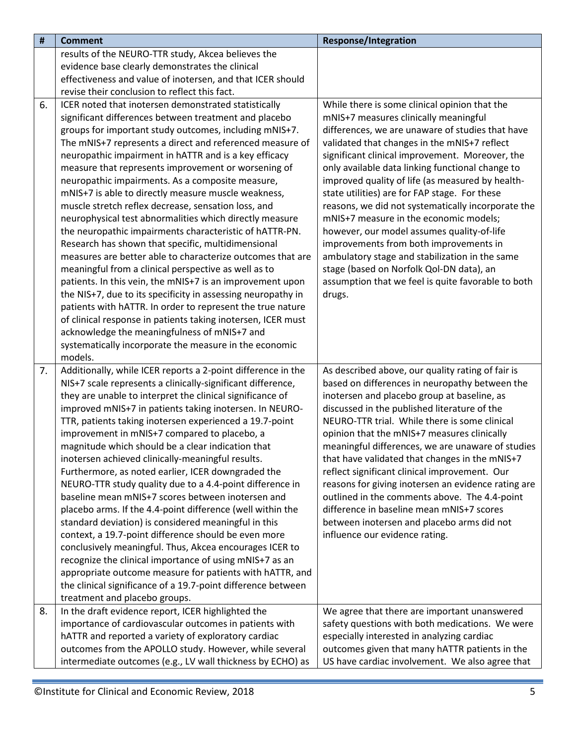| # | Comment | Response/Integration |
|---|---|---|
| | results of the NEURO-TTR study, Akcea believes the evidence base clearly demonstrates the clinical effectiveness and value of inotersen, and that ICER should revise their conclusion to reflect this fact. | |
| 6. | ICER noted that inotersen demonstrated statistically significant differences between treatment and placebo groups for important study outcomes, including mNIS+7. The mNIS+7 represents a direct and referenced measure of neuropathic impairment in hATTR and is a key efficacy measure that represents improvement or worsening of neuropathic impairments. As a composite measure, mNIS+7 is able to directly measure muscle weakness, muscle stretch reflex decrease, sensation loss, and neurophysical test abnormalities which directly measure the neuropathic impairments characteristic of hATTR-PN. Research has shown that specific, multidimensional measures are better able to characterize outcomes that are meaningful from a clinical perspective as well as to patients. In this vein, the mNIS+7 is an improvement upon the NIS+7, due to its specificity in assessing neuropathy in patients with hATTR. In order to represent the true nature of clinical response in patients taking inotersen, ICER must acknowledge the meaningfulness of mNIS+7 and systematically incorporate the measure in the economic models. | While there is some clinical opinion that the mNIS+7 measures clinically meaningful differences, we are unaware of studies that have validated that changes in the mNIS+7 reflect significant clinical improvement. Moreover, the only available data linking functional change to improved quality of life (as measured by health-state utilities) are for FAP stage. For these reasons, we did not systematically incorporate the mNIS+7 measure in the economic models; however, our model assumes quality-of-life improvements from both improvements in ambulatory stage and stabilization in the same stage (based on Norfolk Qol-DN data), an assumption that we feel is quite favorable to both drugs. |
| 7. | Additionally, while ICER reports a 2-point difference in the NIS+7 scale represents a clinically-significant difference, they are unable to interpret the clinical significance of improved mNIS+7 in patients taking inotersen. In NEURO-TTR, patients taking inotersen experienced a 19.7-point improvement in mNIS+7 compared to placebo, a magnitude which should be a clear indication that inotersen achieved clinically-meaningful results. Furthermore, as noted earlier, ICER downgraded the NEURO-TTR study quality due to a 4.4-point difference in baseline mean mNIS+7 scores between inotersen and placebo arms. If the 4.4-point difference (well within the standard deviation) is considered meaningful in this context, a 19.7-point difference should be even more conclusively meaningful. Thus, Akcea encourages ICER to recognize the clinical importance of using mNIS+7 as an appropriate outcome measure for patients with hATTR, and the clinical significance of a 19.7-point difference between treatment and placebo groups. | As described above, our quality rating of fair is based on differences in neuropathy between the inotersen and placebo group at baseline, as discussed in the published literature of the NEURO-TTR trial. While there is some clinical opinion that the mNIS+7 measures clinically meaningful differences, we are unaware of studies that have validated that changes in the mNIS+7 reflect significant clinical improvement. Our reasons for giving inotersen an evidence rating are outlined in the comments above. The 4.4-point difference in baseline mean mNIS+7 scores between inotersen and placebo arms did not influence our evidence rating. |
| 8. | In the draft evidence report, ICER highlighted the importance of cardiovascular outcomes in patients with hATTR and reported a variety of exploratory cardiac outcomes from the APOLLO study. However, while several intermediate outcomes (e.g., LV wall thickness by ECHO) as | We agree that there are important unanswered safety questions with both medications. We were especially interested in analyzing cardiac outcomes given that many hATTR patients in the US have cardiac involvement. We also agree that |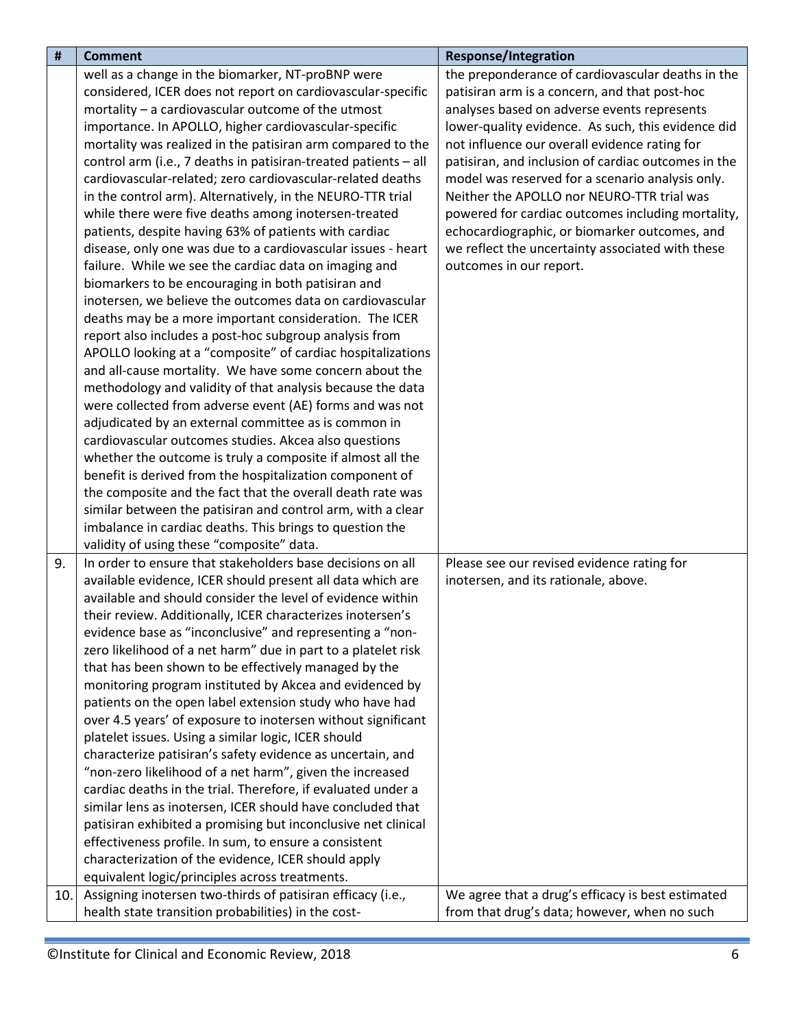| # | Comment | Response/Integration |
|---|---|---|
| | well as a change in the biomarker, NT-proBNP were considered, ICER does not report on cardiovascular-specific mortality – a cardiovascular outcome of the utmost importance. In APOLLO, higher cardiovascular-specific mortality was realized in the patisiran arm compared to the control arm (i.e., 7 deaths in patisiran-treated patients – all cardiovascular-related; zero cardiovascular-related deaths in the control arm). Alternatively, in the NEURO-TTR trial while there were five deaths among inotersen-treated patients, despite having 63% of patients with cardiac disease, only one was due to a cardiovascular issues - heart failure. While we see the cardiac data on imaging and biomarkers to be encouraging in both patisiran and inotersen, we believe the outcomes data on cardiovascular deaths may be a more important consideration. The ICER report also includes a post-hoc subgroup analysis from APOLLO looking at a "composite" of cardiac hospitalizations and all-cause mortality. We have some concern about the methodology and validity of that analysis because the data were collected from adverse event (AE) forms and was not adjudicated by an external committee as is common in cardiovascular outcomes studies. Akcea also questions whether the outcome is truly a composite if almost all the benefit is derived from the hospitalization component of the composite and the fact that the overall death rate was similar between the patisiran and control arm, with a clear imbalance in cardiac deaths. This brings to question the validity of using these "composite" data. | the preponderance of cardiovascular deaths in the patisiran arm is a concern, and that post-hoc analyses based on adverse events represents lower-quality evidence. As such, this evidence did not influence our overall evidence rating for patisiran, and inclusion of cardiac outcomes in the model was reserved for a scenario analysis only. Neither the APOLLO nor NEURO-TTR trial was powered for cardiac outcomes including mortality, echocardiographic, or biomarker outcomes, and we reflect the uncertainty associated with these outcomes in our report. |
| 9. | In order to ensure that stakeholders base decisions on all available evidence, ICER should present all data which are available and should consider the level of evidence within their review. Additionally, ICER characterizes inotersen's evidence base as "inconclusive" and representing a "non-zero likelihood of a net harm" due in part to a platelet risk that has been shown to be effectively managed by the monitoring program instituted by Akcea and evidenced by patients on the open label extension study who have had over 4.5 years' of exposure to inotersen without significant platelet issues. Using a similar logic, ICER should characterize patisiran's safety evidence as uncertain, and "non-zero likelihood of a net harm", given the increased cardiac deaths in the trial. Therefore, if evaluated under a similar lens as inotersen, ICER should have concluded that patisiran exhibited a promising but inconclusive net clinical effectiveness profile. In sum, to ensure a consistent characterization of the evidence, ICER should apply equivalent logic/principles across treatments. | Please see our revised evidence rating for inotersen, and its rationale, above. |
| 10. | Assigning inotersen two-thirds of patisiran efficacy (i.e., health state transition probabilities) in the cost- | We agree that a drug's efficacy is best estimated from that drug's data; however, when no such |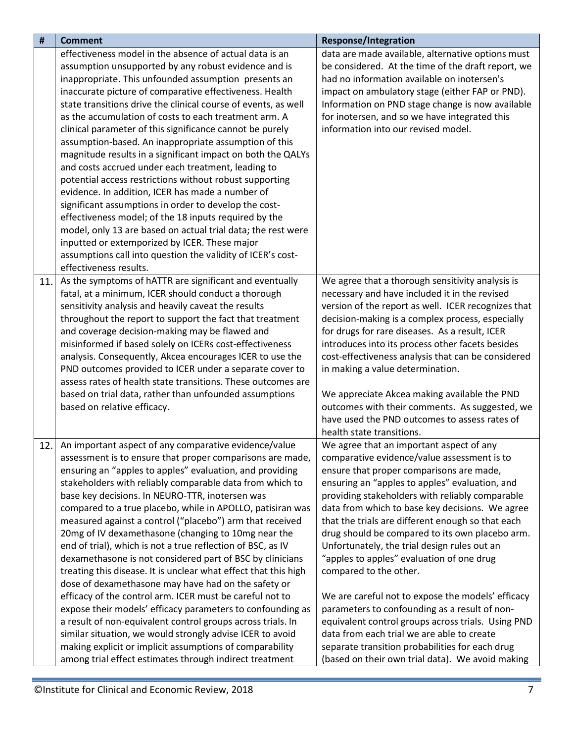| # | Comment | Response/Integration |
|---|---|---|
| | effectiveness model in the absence of actual data is an assumption unsupported by any robust evidence and is inappropriate. This unfounded assumption presents an inaccurate picture of comparative effectiveness. Health state transitions drive the clinical course of events, as well as the accumulation of costs to each treatment arm. A clinical parameter of this significance cannot be purely assumption-based. An inappropriate assumption of this magnitude results in a significant impact on both the QALYs and costs accrued under each treatment, leading to potential access restrictions without robust supporting evidence. In addition, ICER has made a number of significant assumptions in order to develop the cost-effectiveness model; of the 18 inputs required by the model, only 13 are based on actual trial data; the rest were inputted or extemporized by ICER. These major assumptions call into question the validity of ICER's cost-effectiveness results. | data are made available, alternative options must be considered. At the time of the draft report, we had no information available on inotersen's impact on ambulatory stage (either FAP or PND). Information on PND stage change is now available for inotersen, and so we have integrated this information into our revised model. |
| 11. | As the symptoms of hATTR are significant and eventually fatal, at a minimum, ICER should conduct a thorough sensitivity analysis and heavily caveat the results throughout the report to support the fact that treatment and coverage decision-making may be flawed and misinformed if based solely on ICERs cost-effectiveness analysis. Consequently, Akcea encourages ICER to use the PND outcomes provided to ICER under a separate cover to assess rates of health state transitions. These outcomes are based on trial data, rather than unfounded assumptions based on relative efficacy. | We agree that a thorough sensitivity analysis is necessary and have included it in the revised version of the report as well. ICER recognizes that decision-making is a complex process, especially for drugs for rare diseases. As a result, ICER introduces into its process other facets besides cost-effectiveness analysis that can be considered in making a value determination.<br><br>We appreciate Akcea making available the PND outcomes with their comments. As suggested, we have used the PND outcomes to assess rates of health state transitions. |
| 12. | An important aspect of any comparative evidence/value assessment is to ensure that proper comparisons are made, ensuring an "apples to apples" evaluation, and providing stakeholders with reliably comparable data from which to base key decisions. In NEURO-TTR, inotersen was compared to a true placebo, while in APOLLO, patisiran was measured against a control ("placebo") arm that received 20mg of IV dexamethasone (changing to 10mg near the end of trial), which is not a true reflection of BSC, as IV dexamethasone is not considered part of BSC by clinicians treating this disease. It is unclear what effect that this high dose of dexamethasone may have had on the safety or efficacy of the control arm. ICER must be careful not to expose their models' efficacy parameters to confounding as a result of non-equivalent control groups across trials. In similar situation, we would strongly advise ICER to avoid making explicit or implicit assumptions of comparability among trial effect estimates through indirect treatment | We agree that an important aspect of any comparative evidence/value assessment is to ensure that proper comparisons are made, ensuring an "apples to apples" evaluation, and providing stakeholders with reliably comparable data from which to base key decisions. We agree that the trials are different enough so that each drug should be compared to its own placebo arm. Unfortunately, the trial design rules out an "apples to apples" evaluation of one drug compared to the other.<br><br>We are careful not to expose the models' efficacy parameters to confounding as a result of non-equivalent control groups across trials. Using PND data from each trial we are able to create separate transition probabilities for each drug (based on their own trial data). We avoid making |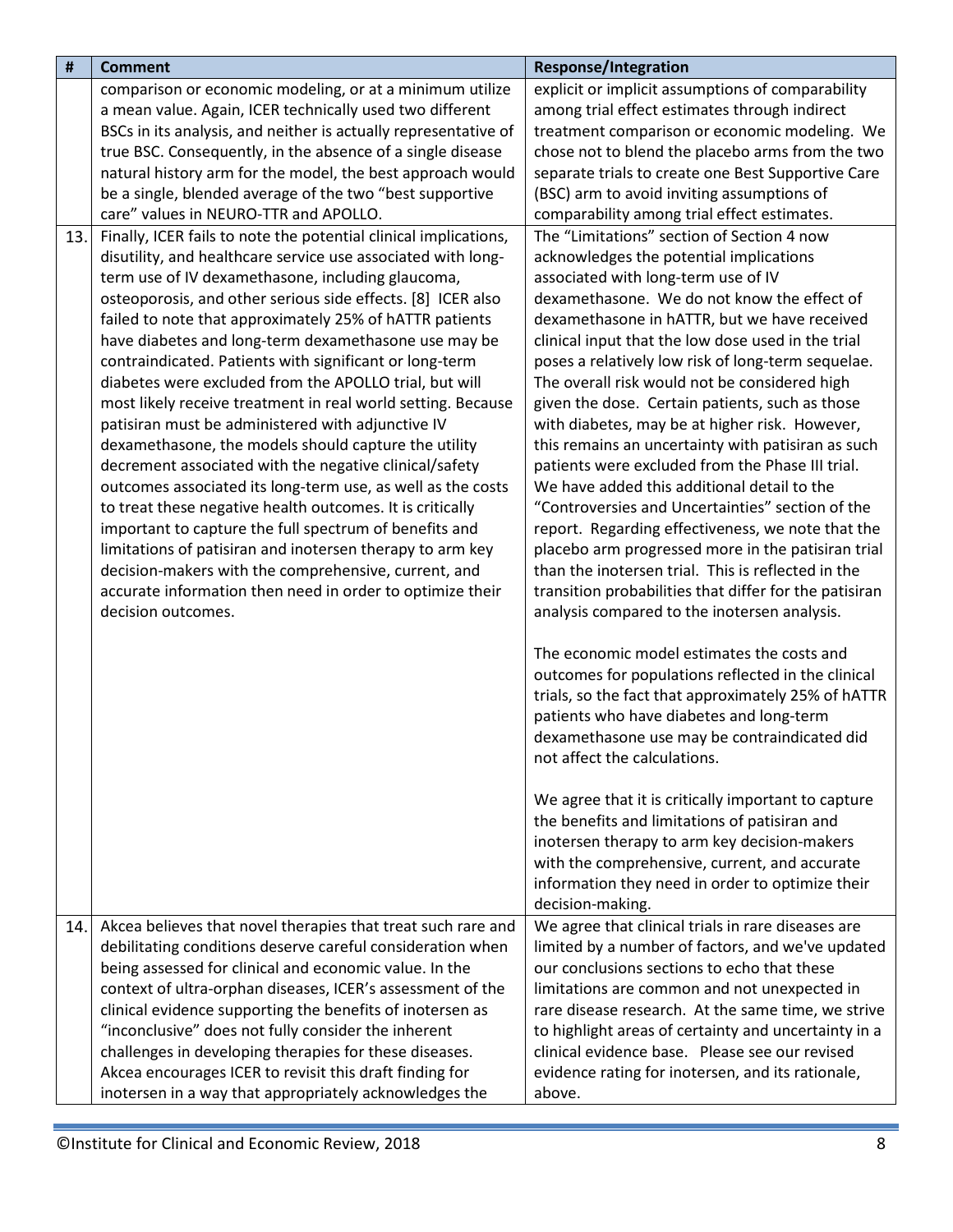| # | Comment | Response/Integration |
|---|---|---|
| | comparison or economic modeling, or at a minimum utilize a mean value. Again, ICER technically used two different BSCs in its analysis, and neither is actually representative of true BSC. Consequently, in the absence of a single disease natural history arm for the model, the best approach would be a single, blended average of the two "best supportive care" values in NEURO-TTR and APOLLO. | explicit or implicit assumptions of comparability among trial effect estimates through indirect treatment comparison or economic modeling. We chose not to blend the placebo arms from the two separate trials to create one Best Supportive Care (BSC) arm to avoid inviting assumptions of comparability among trial effect estimates. |
| 13. | Finally, ICER fails to note the potential clinical implications, disutility, and healthcare service use associated with long-term use of IV dexamethasone, including glaucoma, osteoporosis, and other serious side effects. [8] ICER also failed to note that approximately 25% of hATTR patients have diabetes and long-term dexamethasone use may be contraindicated. Patients with significant or long-term diabetes were excluded from the APOLLO trial, but will most likely receive treatment in real world setting. Because patisiran must be administered with adjunctive IV dexamethasone, the models should capture the utility decrement associated with the negative clinical/safety outcomes associated its long-term use, as well as the costs to treat these negative health outcomes. It is critically important to capture the full spectrum of benefits and limitations of patisiran and inotersen therapy to arm key decision-makers with the comprehensive, current, and accurate information then need in order to optimize their decision outcomes. | The "Limitations" section of Section 4 now acknowledges the potential implications associated with long-term use of IV dexamethasone. We do not know the effect of dexamethasone in hATTR, but we have received clinical input that the low dose used in the trial poses a relatively low risk of long-term sequelae. The overall risk would not be considered high given the dose. Certain patients, such as those with diabetes, may be at higher risk. However, this remains an uncertainty with patisiran as such patients were excluded from the Phase III trial. We have added this additional detail to the "Controversies and Uncertainties" section of the report. Regarding effectiveness, we note that the placebo arm progressed more in the patisiran trial than the inotersen trial. This is reflected in the transition probabilities that differ for the patisiran analysis compared to the inotersen analysis.<br><br>The economic model estimates the costs and outcomes for populations reflected in the clinical trials, so the fact that approximately 25% of hATTR patients who have diabetes and long-term dexamethasone use may be contraindicated did not affect the calculations.<br><br>We agree that it is critically important to capture the benefits and limitations of patisiran and inotersen therapy to arm key decision-makers with the comprehensive, current, and accurate information they need in order to optimize their decision-making. |
| 14. | Akcea believes that novel therapies that treat such rare and debilitating conditions deserve careful consideration when being assessed for clinical and economic value. In the context of ultra-orphan diseases, ICER's assessment of the clinical evidence supporting the benefits of inotersen as "inconclusive" does not fully consider the inherent challenges in developing therapies for these diseases. Akcea encourages ICER to revisit this draft finding for inotersen in a way that appropriately acknowledges the | We agree that clinical trials in rare diseases are limited by a number of factors, and we've updated our conclusions sections to echo that these limitations are common and not unexpected in rare disease research. At the same time, we strive to highlight areas of certainty and uncertainty in a clinical evidence base. Please see our revised evidence rating for inotersen, and its rationale, above. |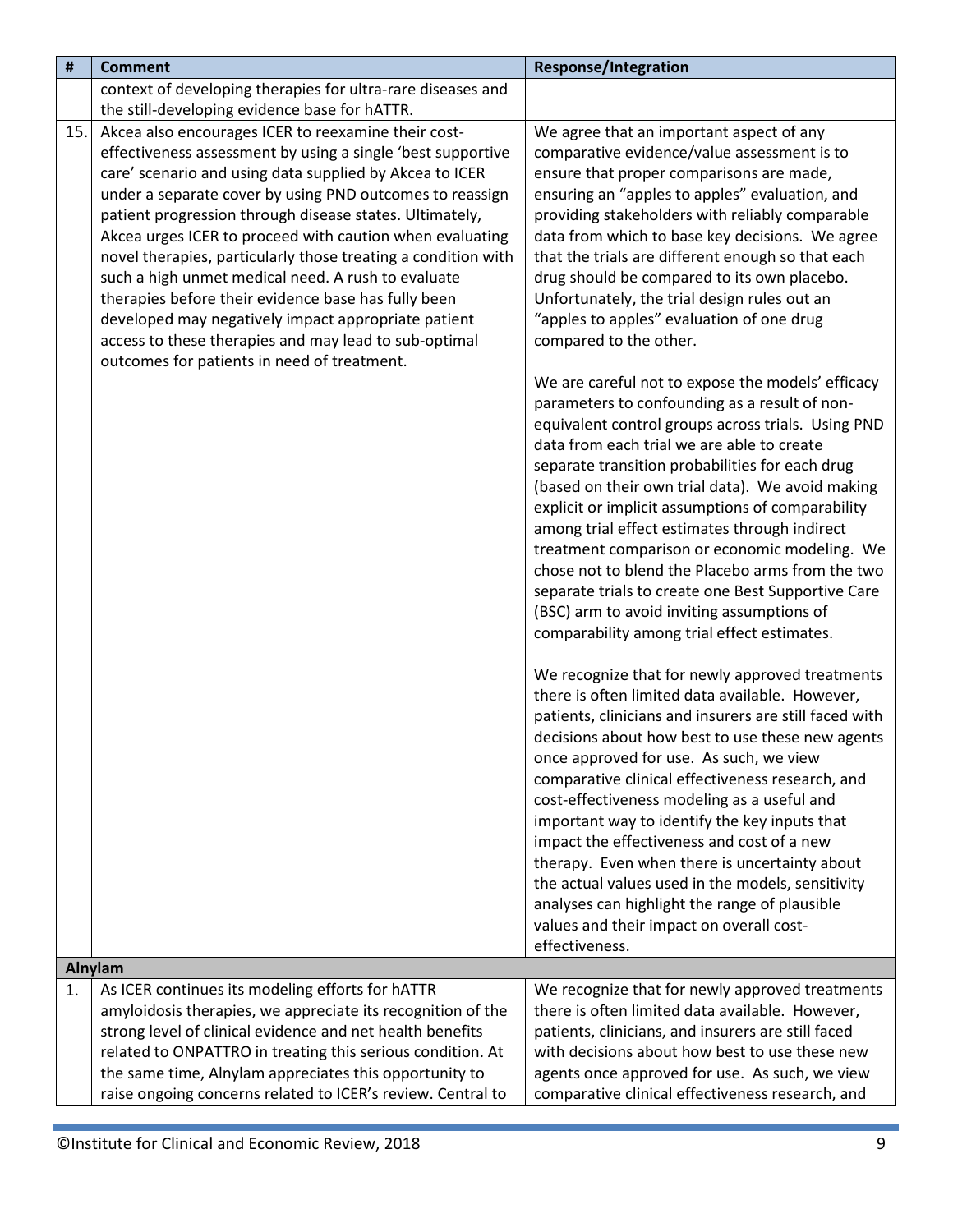| # | Comment | Response/Integration |
|---|---|---|
| | context of developing therapies for ultra-rare diseases and the still-developing evidence base for hATTR. | |
| 15. | Akcea also encourages ICER to reexamine their cost-effectiveness assessment by using a single 'best supportive care' scenario and using data supplied by Akcea to ICER under a separate cover by using PND outcomes to reassign patient progression through disease states. Ultimately, Akcea urges ICER to proceed with caution when evaluating novel therapies, particularly those treating a condition with such a high unmet medical need. A rush to evaluate therapies before their evidence base has fully been developed may negatively impact appropriate patient access to these therapies and may lead to sub-optimal outcomes for patients in need of treatment. | We agree that an important aspect of any comparative evidence/value assessment is to ensure that proper comparisons are made, ensuring an "apples to apples" evaluation, and providing stakeholders with reliably comparable data from which to base key decisions. We agree that the trials are different enough so that each drug should be compared to its own placebo. Unfortunately, the trial design rules out an "apples to apples" evaluation of one drug compared to the other.<br><br>We are careful not to expose the models' efficacy parameters to confounding as a result of non-equivalent control groups across trials. Using PND data from each trial we are able to create separate transition probabilities for each drug (based on their own trial data). We avoid making explicit or implicit assumptions of comparability among trial effect estimates through indirect treatment comparison or economic modeling. We chose not to blend the Placebo arms from the two separate trials to create one Best Supportive Care (BSC) arm to avoid inviting assumptions of comparability among trial effect estimates.<br><br>We recognize that for newly approved treatments there is often limited data available. However, patients, clinicians and insurers are still faced with decisions about how best to use these new agents once approved for use. As such, we view comparative clinical effectiveness research, and cost-effectiveness modeling as a useful and important way to identify the key inputs that impact the effectiveness and cost of a new therapy. Even when there is uncertainty about the actual values used in the models, sensitivity analyses can highlight the range of plausible values and their impact on overall cost-effectiveness. |
| **Alnylam** | | |
| 1. | As ICER continues its modeling efforts for hATTR amyloidosis therapies, we appreciate its recognition of the strong level of clinical evidence and net health benefits related to ONPATTRO in treating this serious condition. At the same time, Alnylam appreciates this opportunity to raise ongoing concerns related to ICER's review. Central to | We recognize that for newly approved treatments there is often limited data available. However, patients, clinicians, and insurers are still faced with decisions about how best to use these new agents once approved for use. As such, we view comparative clinical effectiveness research, and |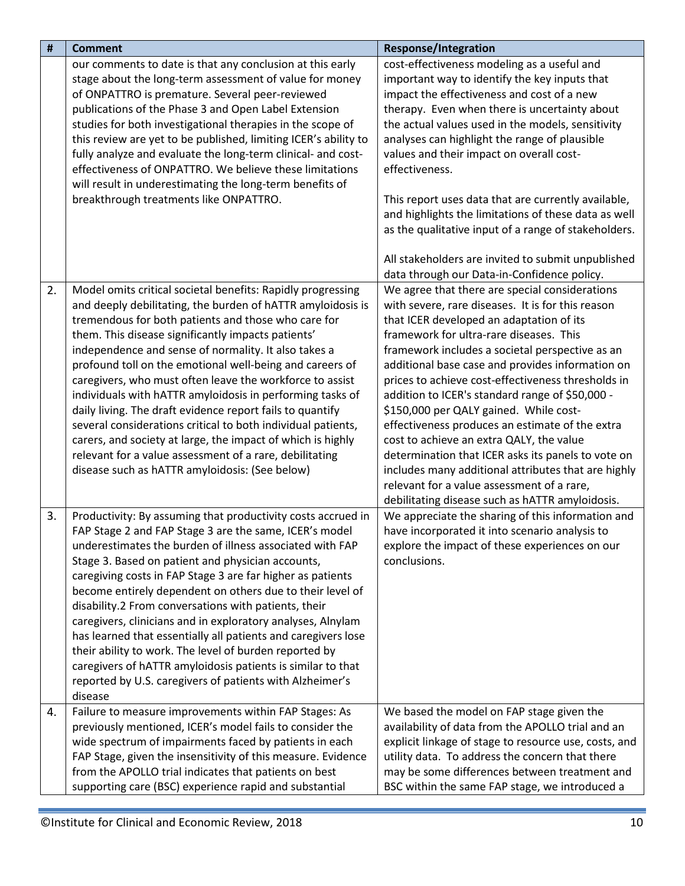| # | Comment | Response/Integration |
|---|---|---|
| | our comments to date is that any conclusion at this early stage about the long-term assessment of value for money of ONPATTRO is premature. Several peer-reviewed publications of the Phase 3 and Open Label Extension studies for both investigational therapies in the scope of this review are yet to be published, limiting ICER's ability to fully analyze and evaluate the long-term clinical- and cost-effectiveness of ONPATTRO. We believe these limitations will result in underestimating the long-term benefits of breakthrough treatments like ONPATTRO. | cost-effectiveness modeling as a useful and important way to identify the key inputs that impact the effectiveness and cost of a new therapy. Even when there is uncertainty about the actual values used in the models, sensitivity analyses can highlight the range of plausible values and their impact on overall cost-effectiveness.<br><br>This report uses data that are currently available, and highlights the limitations of these data as well as the qualitative input of a range of stakeholders.<br><br>All stakeholders are invited to submit unpublished data through our Data-in-Confidence policy. |
| 2. | Model omits critical societal benefits: Rapidly progressing and deeply debilitating, the burden of hATTR amyloidosis is tremendous for both patients and those who care for them. This disease significantly impacts patients' independence and sense of normality. It also takes a profound toll on the emotional well-being and careers of caregivers, who must often leave the workforce to assist individuals with hATTR amyloidosis in performing tasks of daily living. The draft evidence report fails to quantify several considerations critical to both individual patients, carers, and society at large, the impact of which is highly relevant for a value assessment of a rare, debilitating disease such as hATTR amyloidosis: (See below) | We agree that there are special considerations with severe, rare diseases. It is for this reason that ICER developed an adaptation of its framework for ultra-rare diseases. This framework includes a societal perspective as an additional base case and provides information on prices to achieve cost-effectiveness thresholds in addition to ICER's standard range of \$50,000 - \$150,000 per QALY gained. While cost-effectiveness produces an estimate of the extra cost to achieve an extra QALY, the value determination that ICER asks its panels to vote on includes many additional attributes that are highly relevant for a value assessment of a rare, debilitating disease such as hATTR amyloidosis. |
| 3. | Productivity: By assuming that productivity costs accrued in FAP Stage 2 and FAP Stage 3 are the same, ICER's model underestimates the burden of illness associated with FAP Stage 3. Based on patient and physician accounts, caregiving costs in FAP Stage 3 are far higher as patients become entirely dependent on others due to their level of disability.2 From conversations with patients, their caregivers, clinicians and in exploratory analyses, Alnylam has learned that essentially all patients and caregivers lose their ability to work. The level of burden reported by caregivers of hATTR amyloidosis patients is similar to that reported by U.S. caregivers of patients with Alzheimer's disease | We appreciate the sharing of this information and have incorporated it into scenario analysis to explore the impact of these experiences on our conclusions. |
| 4. | Failure to measure improvements within FAP Stages: As previously mentioned, ICER's model fails to consider the wide spectrum of impairments faced by patients in each FAP Stage, given the insensitivity of this measure. Evidence from the APOLLO trial indicates that patients on best supporting care (BSC) experience rapid and substantial | We based the model on FAP stage given the availability of data from the APOLLO trial and an explicit linkage of stage to resource use, costs, and utility data. To address the concern that there may be some differences between treatment and BSC within the same FAP stage, we introduced a |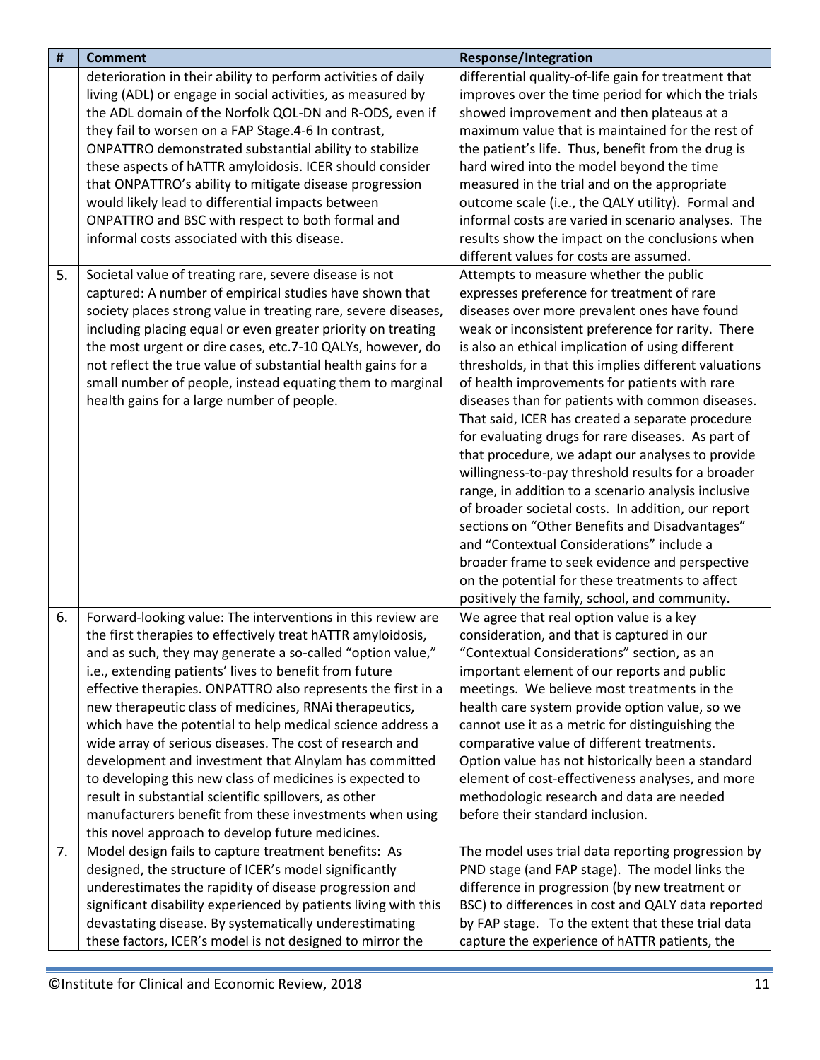| # | Comment | Response/Integration |
|---|---|---|
| | deterioration in their ability to perform activities of daily living (ADL) or engage in social activities, as measured by the ADL domain of the Norfolk QOL-DN and R-ODS, even if they fail to worsen on a FAP Stage.4-6 In contrast, ONPATTRO demonstrated substantial ability to stabilize these aspects of hATTR amyloidosis. ICER should consider that ONPATTRO's ability to mitigate disease progression would likely lead to differential impacts between ONPATTRO and BSC with respect to both formal and informal costs associated with this disease. | differential quality-of-life gain for treatment that improves over the time period for which the trials showed improvement and then plateaus at a maximum value that is maintained for the rest of the patient's life. Thus, benefit from the drug is hard wired into the model beyond the time measured in the trial and on the appropriate outcome scale (i.e., the QALY utility). Formal and informal costs are varied in scenario analyses. The results show the impact on the conclusions when different values for costs are assumed. |
| 5. | Societal value of treating rare, severe disease is not captured: A number of empirical studies have shown that society places strong value in treating rare, severe diseases, including placing equal or even greater priority on treating the most urgent or dire cases, etc.7-10 QALYs, however, do not reflect the true value of substantial health gains for a small number of people, instead equating them to marginal health gains for a large number of people. | Attempts to measure whether the public expresses preference for treatment of rare diseases over more prevalent ones have found weak or inconsistent preference for rarity. There is also an ethical implication of using different thresholds, in that this implies different valuations of health improvements for patients with rare diseases than for patients with common diseases. That said, ICER has created a separate procedure for evaluating drugs for rare diseases. As part of that procedure, we adapt our analyses to provide willingness-to-pay threshold results for a broader range, in addition to a scenario analysis inclusive of broader societal costs. In addition, our report sections on "Other Benefits and Disadvantages" and "Contextual Considerations" include a broader frame to seek evidence and perspective on the potential for these treatments to affect positively the family, school, and community. |
| 6. | Forward-looking value: The interventions in this review are the first therapies to effectively treat hATTR amyloidosis, and as such, they may generate a so-called "option value," i.e., extending patients' lives to benefit from future effective therapies. ONPATTRO also represents the first in a new therapeutic class of medicines, RNAi therapeutics, which have the potential to help medical science address a wide array of serious diseases. The cost of research and development and investment that Alnylam has committed to developing this new class of medicines is expected to result in substantial scientific spillovers, as other manufacturers benefit from these investments when using this novel approach to develop future medicines. | We agree that real option value is a key consideration, and that is captured in our "Contextual Considerations" section, as an important element of our reports and public meetings. We believe most treatments in the health care system provide option value, so we cannot use it as a metric for distinguishing the comparative value of different treatments. Option value has not historically been a standard element of cost-effectiveness analyses, and more methodologic research and data are needed before their standard inclusion. |
| 7. | Model design fails to capture treatment benefits: As designed, the structure of ICER's model significantly underestimates the rapidity of disease progression and significant disability experienced by patients living with this devastating disease. By systematically underestimating these factors, ICER's model is not designed to mirror the | The model uses trial data reporting progression by PND stage (and FAP stage). The model links the difference in progression (by new treatment or BSC) to differences in cost and QALY data reported by FAP stage. To the extent that these trial data capture the experience of hATTR patients, the |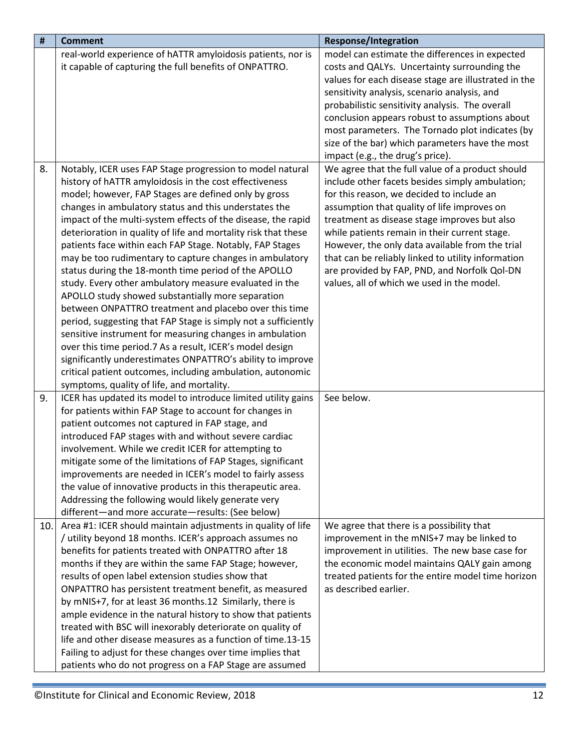| # | Comment | Response/Integration |
|---|---|---|
| | real-world experience of hATTR amyloidosis patients, nor is it capable of capturing the full benefits of ONPATTRO. | model can estimate the differences in expected costs and QALYs. Uncertainty surrounding the values for each disease stage are illustrated in the sensitivity analysis, scenario analysis, and probabilistic sensitivity analysis. The overall conclusion appears robust to assumptions about most parameters. The Tornado plot indicates (by size of the bar) which parameters have the most impact (e.g., the drug's price). |
| 8. | Notably, ICER uses FAP Stage progression to model natural history of hATTR amyloidosis in the cost effectiveness model; however, FAP Stages are defined only by gross changes in ambulatory status and this understates the impact of the multi-system effects of the disease, the rapid deterioration in quality of life and mortality risk that these patients face within each FAP Stage. Notably, FAP Stages may be too rudimentary to capture changes in ambulatory status during the 18-month time period of the APOLLO study. Every other ambulatory measure evaluated in the APOLLO study showed substantially more separation between ONPATTRO treatment and placebo over this time period, suggesting that FAP Stage is simply not a sufficiently sensitive instrument for measuring changes in ambulation over this time period.7 As a result, ICER's model design significantly underestimates ONPATTRO's ability to improve critical patient outcomes, including ambulation, autonomic symptoms, quality of life, and mortality. | We agree that the full value of a product should include other facets besides simply ambulation; for this reason, we decided to include an assumption that quality of life improves on treatment as disease stage improves but also while patients remain in their current stage. However, the only data available from the trial that can be reliably linked to utility information are provided by FAP, PND, and Norfolk Qol-DN values, all of which we used in the model. |
| 9. | ICER has updated its model to introduce limited utility gains for patients within FAP Stage to account for changes in patient outcomes not captured in FAP stage, and introduced FAP stages with and without severe cardiac involvement. While we credit ICER for attempting to mitigate some of the limitations of FAP Stages, significant improvements are needed in ICER's model to fairly assess the value of innovative products in this therapeutic area. Addressing the following would likely generate very different—and more accurate—results: (See below) | See below. |
| 10. | Area #1: ICER should maintain adjustments in quality of life / utility beyond 18 months. ICER's approach assumes no benefits for patients treated with ONPATTRO after 18 months if they are within the same FAP Stage; however, results of open label extension studies show that ONPATTRO has persistent treatment benefit, as measured by mNIS+7, for at least 36 months.12 Similarly, there is ample evidence in the natural history to show that patients treated with BSC will inexorably deteriorate on quality of life and other disease measures as a function of time.13-15 Failing to adjust for these changes over time implies that patients who do not progress on a FAP Stage are assumed | We agree that there is a possibility that improvement in the mNIS+7 may be linked to improvement in utilities. The new base case for the economic model maintains QALY gain among treated patients for the entire model time horizon as described earlier. |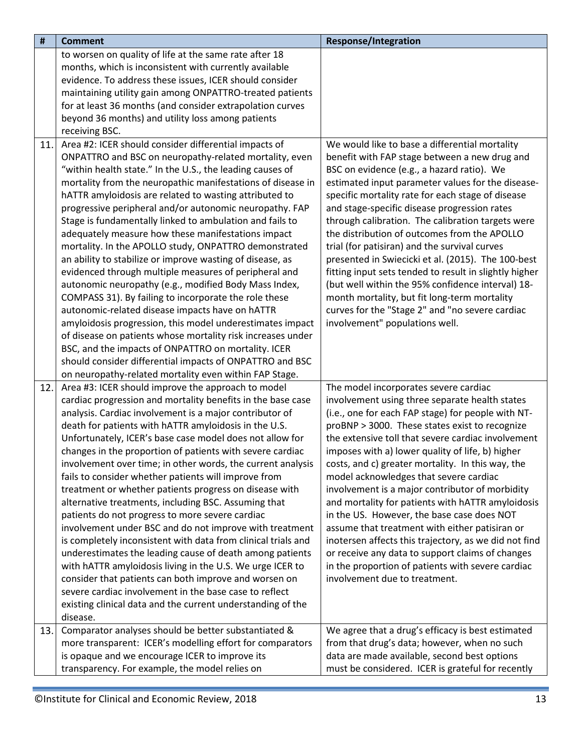| # | Comment | Response/Integration |
|---|---|---|
| | to worsen on quality of life at the same rate after 18 months, which is inconsistent with currently available evidence. To address these issues, ICER should consider maintaining utility gain among ONPATTRO-treated patients for at least 36 months (and consider extrapolation curves beyond 36 months) and utility loss among patients receiving BSC. | |
| 11. | Area #2: ICER should consider differential impacts of ONPATTRO and BSC on neuropathy-related mortality, even "within health state." In the U.S., the leading causes of mortality from the neuropathic manifestations of disease in hATTR amyloidosis are related to wasting attributed to progressive peripheral and/or autonomic neuropathy. FAP Stage is fundamentally linked to ambulation and fails to adequately measure how these manifestations impact mortality. In the APOLLO study, ONPATTRO demonstrated an ability to stabilize or improve wasting of disease, as evidenced through multiple measures of peripheral and autonomic neuropathy (e.g., modified Body Mass Index, COMPASS 31). By failing to incorporate the role these autonomic-related disease impacts have on hATTR amyloidosis progression, this model underestimates impact of disease on patients whose mortality risk increases under BSC, and the impacts of ONPATTRO on mortality. ICER should consider differential impacts of ONPATTRO and BSC on neuropathy-related mortality even within FAP Stage. | We would like to base a differential mortality benefit with FAP stage between a new drug and BSC on evidence (e.g., a hazard ratio). We estimated input parameter values for the disease-specific mortality rate for each stage of disease and stage-specific disease progression rates through calibration. The calibration targets were the distribution of outcomes from the APOLLO trial (for patisiran) and the survival curves presented in Swiecicki et al. (2015). The 100-best fitting input sets tended to result in slightly higher (but well within the 95% confidence interval) 18-month mortality, but fit long-term mortality curves for the "Stage 2" and "no severe cardiac involvement" populations well. |
| 12. | Area #3: ICER should improve the approach to model cardiac progression and mortality benefits in the base case analysis. Cardiac involvement is a major contributor of death for patients with hATTR amyloidosis in the U.S. Unfortunately, ICER's base case model does not allow for changes in the proportion of patients with severe cardiac involvement over time; in other words, the current analysis fails to consider whether patients will improve from treatment or whether patients progress on disease with alternative treatments, including BSC. Assuming that patients do not progress to more severe cardiac involvement under BSC and do not improve with treatment is completely inconsistent with data from clinical trials and underestimates the leading cause of death among patients with hATTR amyloidosis living in the U.S. We urge ICER to consider that patients can both improve and worsen on severe cardiac involvement in the base case to reflect existing clinical data and the current understanding of the disease. | The model incorporates severe cardiac involvement using three separate health states (i.e., one for each FAP stage) for people with NT-proBNP > 3000. These states exist to recognize the extensive toll that severe cardiac involvement imposes with a) lower quality of life, b) higher costs, and c) greater mortality. In this way, the model acknowledges that severe cardiac involvement is a major contributor of morbidity and mortality for patients with hATTR amyloidosis in the US. However, the base case does NOT assume that treatment with either patisiran or inotersen affects this trajectory, as we did not find or receive any data to support claims of changes in the proportion of patients with severe cardiac involvement due to treatment. |
| 13. | Comparator analyses should be better substantiated & more transparent: ICER's modelling effort for comparators is opaque and we encourage ICER to improve its transparency. For example, the model relies on | We agree that a drug's efficacy is best estimated from that drug's data; however, when no such data are made available, second best options must be considered. ICER is grateful for recently |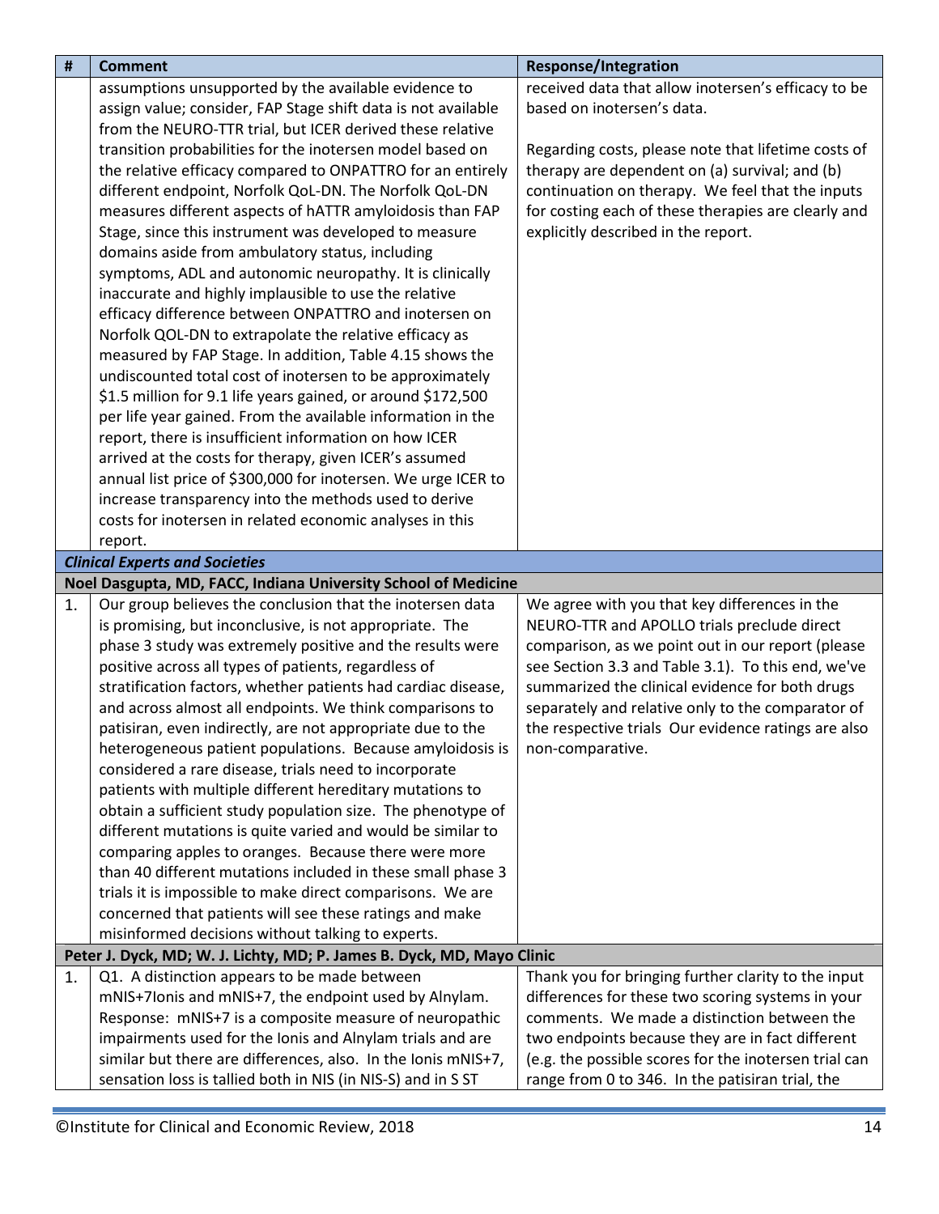| # | Comment | Response/Integration |
|---|---|---|
| | assumptions unsupported by the available evidence to assign value; consider, FAP Stage shift data is not available from the NEURO-TTR trial, but ICER derived these relative transition probabilities for the inotersen model based on the relative efficacy compared to ONPATTRO for an entirely different endpoint, Norfolk QoL-DN. The Norfolk QoL-DN measures different aspects of hATTR amyloidosis than FAP Stage, since this instrument was developed to measure domains aside from ambulatory status, including symptoms, ADL and autonomic neuropathy. It is clinically inaccurate and highly implausible to use the relative efficacy difference between ONPATTRO and inotersen on Norfolk QOL-DN to extrapolate the relative efficacy as measured by FAP Stage. In addition, Table 4.15 shows the undiscounted total cost of inotersen to be approximately $1.5 million for 9.1 life years gained, or around $172,500 per life year gained. From the available information in the report, there is insufficient information on how ICER arrived at the costs for therapy, given ICER's assumed annual list price of $300,000 for inotersen. We urge ICER to increase transparency into the methods used to derive costs for inotersen in related economic analyses in this report. | received data that allow inotersen's efficacy to be based on inotersen's data.<br><br>Regarding costs, please note that lifetime costs of therapy are dependent on (a) survival; and (b) continuation on therapy. We feel that the inputs for costing each of these therapies are clearly and explicitly described in the report. |
| ***Clinical Experts and Societies*** | | |
| **Noel Dasgupta, MD, FACC, Indiana University School of Medicine** | | |
| 1. | Our group believes the conclusion that the inotersen data is promising, but inconclusive, is not appropriate. The phase 3 study was extremely positive and the results were positive across all types of patients, regardless of stratification factors, whether patients had cardiac disease, and across almost all endpoints. We think comparisons to patisiran, even indirectly, are not appropriate due to the heterogeneous patient populations. Because amyloidosis is considered a rare disease, trials need to incorporate patients with multiple different hereditary mutations to obtain a sufficient study population size. The phenotype of different mutations is quite varied and would be similar to comparing apples to oranges. Because there were more than 40 different mutations included in these small phase 3 trials it is impossible to make direct comparisons. We are concerned that patients will see these ratings and make misinformed decisions without talking to experts. | We agree with you that key differences in the NEURO-TTR and APOLLO trials preclude direct comparison, as we point out in our report (please see Section 3.3 and Table 3.1). To this end, we've summarized the clinical evidence for both drugs separately and relative only to the comparator of the respective trials Our evidence ratings are also non-comparative. |
| **Peter J. Dyck, MD; W. J. Lichty, MD; P. James B. Dyck, MD, Mayo Clinic** | | |
| 1. | Q1. A distinction appears to be made between mNIS+7Ionis and mNIS+7, the endpoint used by Alnylam.<br>Response: mNIS+7 is a composite measure of neuropathic impairments used for the Ionis and Alnylam trials and are similar but there are differences, also. In the Ionis mNIS+7, sensation loss is tallied both in NIS (in NIS-S) and in S ST | Thank you for bringing further clarity to the input differences for these two scoring systems in your comments. We made a distinction between the two endpoints because they are in fact different (e.g. the possible scores for the inotersen trial can range from 0 to 346. In the patisiran trial, the |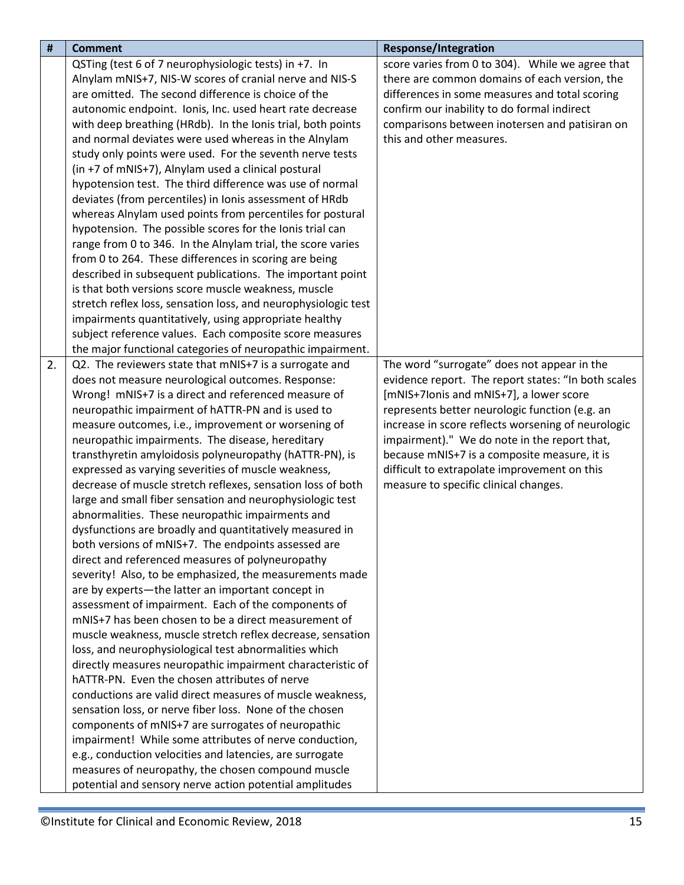| # | Comment | Response/Integration |
|---|---|---|
| | QSTing (test 6 of 7 neurophysiologic tests) in +7. In Alnylam mNIS+7, NIS-W scores of cranial nerve and NIS-S are omitted. The second difference is choice of the autonomic endpoint. Ionis, Inc. used heart rate decrease with deep breathing (HRdb). In the Ionis trial, both points and normal deviates were used whereas in the Alnylam study only points were used. For the seventh nerve tests (in +7 of mNIS+7), Alnylam used a clinical postural hypotension test. The third difference was use of normal deviates (from percentiles) in Ionis assessment of HRdb whereas Alnylam used points from percentiles for postural hypotension. The possible scores for the Ionis trial can range from 0 to 346. In the Alnylam trial, the score varies from 0 to 264. These differences in scoring are being described in subsequent publications. The important point is that both versions score muscle weakness, muscle stretch reflex loss, sensation loss, and neurophysiologic test impairments quantitatively, using appropriate healthy subject reference values. Each composite score measures the major functional categories of neuropathic impairment. | score varies from 0 to 304). While we agree that there are common domains of each version, the differences in some measures and total scoring confirm our inability to do formal indirect comparisons between inotersen and patisiran on this and other measures. |
| 2. | Q2. The reviewers state that mNIS+7 is a surrogate and does not measure neurological outcomes. Response: Wrong! mNIS+7 is a direct and referenced measure of neuropathic impairment of hATTR-PN and is used to measure outcomes, i.e., improvement or worsening of neuropathic impairments. The disease, hereditary transthyretin amyloidosis polyneuropathy (hATTR-PN), is expressed as varying severities of muscle weakness, decrease of muscle stretch reflexes, sensation loss of both large and small fiber sensation and neurophysiologic test abnormalities. These neuropathic impairments and dysfunctions are broadly and quantitatively measured in both versions of mNIS+7. The endpoints assessed are direct and referenced measures of polyneuropathy severity! Also, to be emphasized, the measurements made are by experts—the latter an important concept in assessment of impairment. Each of the components of mNIS+7 has been chosen to be a direct measurement of muscle weakness, muscle stretch reflex decrease, sensation loss, and neurophysiological test abnormalities which directly measures neuropathic impairment characteristic of hATTR-PN. Even the chosen attributes of nerve conductions are valid direct measures of muscle weakness, sensation loss, or nerve fiber loss. None of the chosen components of mNIS+7 are surrogates of neuropathic impairment! While some attributes of nerve conduction, e.g., conduction velocities and latencies, are surrogate measures of neuropathy, the chosen compound muscle potential and sensory nerve action potential amplitudes | The word "surrogate" does not appear in the evidence report. The report states: "In both scales [mNIS+7Ionis and mNIS+7], a lower score represents better neurologic function (e.g. an increase in score reflects worsening of neurologic impairment)." We do note in the report that, because mNIS+7 is a composite measure, it is difficult to extrapolate improvement on this measure to specific clinical changes. |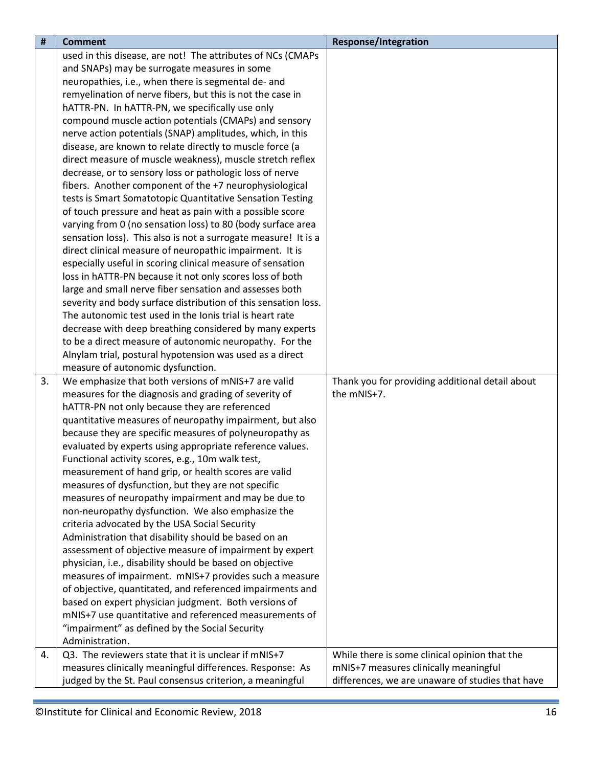| # | Comment | Response/Integration |
|---|---|---|
| | used in this disease, are not! The attributes of NCs (CMAPs and SNAPs) may be surrogate measures in some neuropathies, i.e., when there is segmental de- and remyelination of nerve fibers, but this is not the case in hATTR-PN. In hATTR-PN, we specifically use only compound muscle action potentials (CMAPs) and sensory nerve action potentials (SNAP) amplitudes, which, in this disease, are known to relate directly to muscle force (a direct measure of muscle weakness), muscle stretch reflex decrease, or to sensory loss or pathologic loss of nerve fibers. Another component of the +7 neurophysiological tests is Smart Somatotopic Quantitative Sensation Testing of touch pressure and heat as pain with a possible score varying from 0 (no sensation loss) to 80 (body surface area sensation loss). This also is not a surrogate measure! It is a direct clinical measure of neuropathic impairment. It is especially useful in scoring clinical measure of sensation loss in hATTR-PN because it not only scores loss of both large and small nerve fiber sensation and assesses both severity and body surface distribution of this sensation loss. The autonomic test used in the Ionis trial is heart rate decrease with deep breathing considered by many experts to be a direct measure of autonomic neuropathy. For the Alnylam trial, postural hypotension was used as a direct measure of autonomic dysfunction. | |
| 3. | We emphasize that both versions of mNIS+7 are valid measures for the diagnosis and grading of severity of hATTR-PN not only because they are referenced quantitative measures of neuropathy impairment, but also because they are specific measures of polyneuropathy as evaluated by experts using appropriate reference values. Functional activity scores, e.g., 10m walk test, measurement of hand grip, or health scores are valid measures of dysfunction, but they are not specific measures of neuropathy impairment and may be due to non-neuropathy dysfunction. We also emphasize the criteria advocated by the USA Social Security Administration that disability should be based on an assessment of objective measure of impairment by expert physician, i.e., disability should be based on objective measures of impairment. mNIS+7 provides such a measure of objective, quantitated, and referenced impairments and based on expert physician judgment. Both versions of mNIS+7 use quantitative and referenced measurements of "impairment" as defined by the Social Security Administration. | Thank you for providing additional detail about the mNIS+7. |
| 4. | Q3. The reviewers state that it is unclear if mNIS+7 measures clinically meaningful differences. Response: As judged by the St. Paul consensus criterion, a meaningful | While there is some clinical opinion that the mNIS+7 measures clinically meaningful differences, we are unaware of studies that have |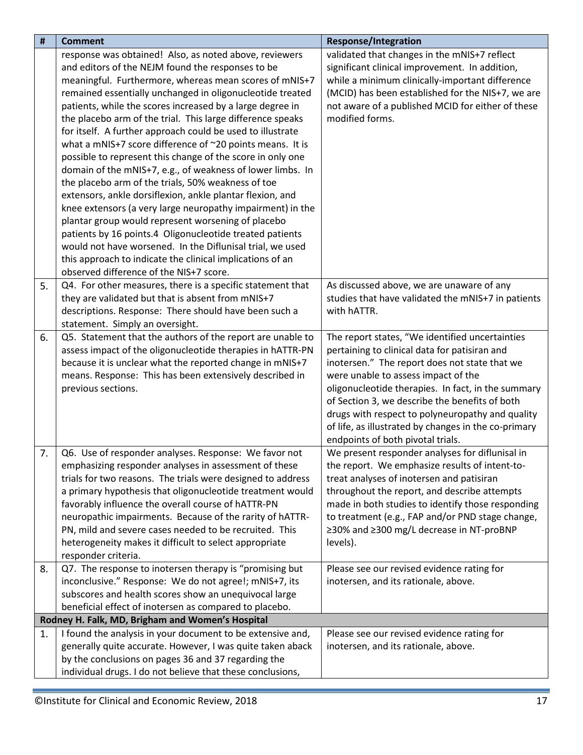| # | Comment | Response/Integration |
|---|---|---|
| | response was obtained! Also, as noted above, reviewers and editors of the NEJM found the responses to be meaningful. Furthermore, whereas mean scores of mNIS+7 remained essentially unchanged in oligonucleotide treated patients, while the scores increased by a large degree in the placebo arm of the trial. This large difference speaks for itself. A further approach could be used to illustrate what a mNIS+7 score difference of ~20 points means. It is possible to represent this change of the score in only one domain of the mNIS+7, e.g., of weakness of lower limbs. In the placebo arm of the trials, 50% weakness of toe extensors, ankle dorsiflexion, ankle plantar flexion, and knee extensors (a very large neuropathy impairment) in the plantar group would represent worsening of placebo patients by 16 points.4 Oligonucleotide treated patients would not have worsened. In the Diflunisal trial, we used this approach to indicate the clinical implications of an observed difference of the NIS+7 score. | validated that changes in the mNIS+7 reflect significant clinical improvement. In addition, while a minimum clinically-important difference (MCID) has been established for the NIS+7, we are not aware of a published MCID for either of these modified forms. |
| 5. | Q4. For other measures, there is a specific statement that they are validated but that is absent from mNIS+7 descriptions. Response: There should have been such a statement. Simply an oversight. | As discussed above, we are unaware of any studies that have validated the mNIS+7 in patients with hATTR. |
| 6. | Q5. Statement that the authors of the report are unable to assess impact of the oligonucleotide therapies in hATTR-PN because it is unclear what the reported change in mNIS+7 means. Response: This has been extensively described in previous sections. | The report states, "We identified uncertainties pertaining to clinical data for patisiran and inotersen." The report does not state that we were unable to assess impact of the oligonucleotide therapies. In fact, in the summary of Section 3, we describe the benefits of both drugs with respect to polyneuropathy and quality of life, as illustrated by changes in the co-primary endpoints of both pivotal trials. |
| 7. | Q6. Use of responder analyses. Response: We favor not emphasizing responder analyses in assessment of these trials for two reasons. The trials were designed to address a primary hypothesis that oligonucleotide treatment would favorably influence the overall course of hATTR-PN neuropathic impairments. Because of the rarity of hATTR-PN, mild and severe cases needed to be recruited. This heterogeneity makes it difficult to select appropriate responder criteria. | We present responder analyses for diflunisal in the report. We emphasize results of intent-to-treat analyses of inotersen and patisiran throughout the report, and describe attempts made in both studies to identify those responding to treatment (e.g., FAP and/or PND stage change, ≥30% and ≥300 mg/L decrease in NT-proBNP levels). |
| 8. | Q7. The response to inotersen therapy is "promising but inconclusive." Response: We do not agree!; mNIS+7, its subscores and health scores show an unequivocal large beneficial effect of inotersen as compared to placebo. | Please see our revised evidence rating for inotersen, and its rationale, above. |
| **Rodney H. Falk, MD, Brigham and Women's Hospital** | | |
| 1. | I found the analysis in your document to be extensive and, generally quite accurate. However, I was quite taken aback by the conclusions on pages 36 and 37 regarding the individual drugs. I do not believe that these conclusions, | Please see our revised evidence rating for inotersen, and its rationale, above. |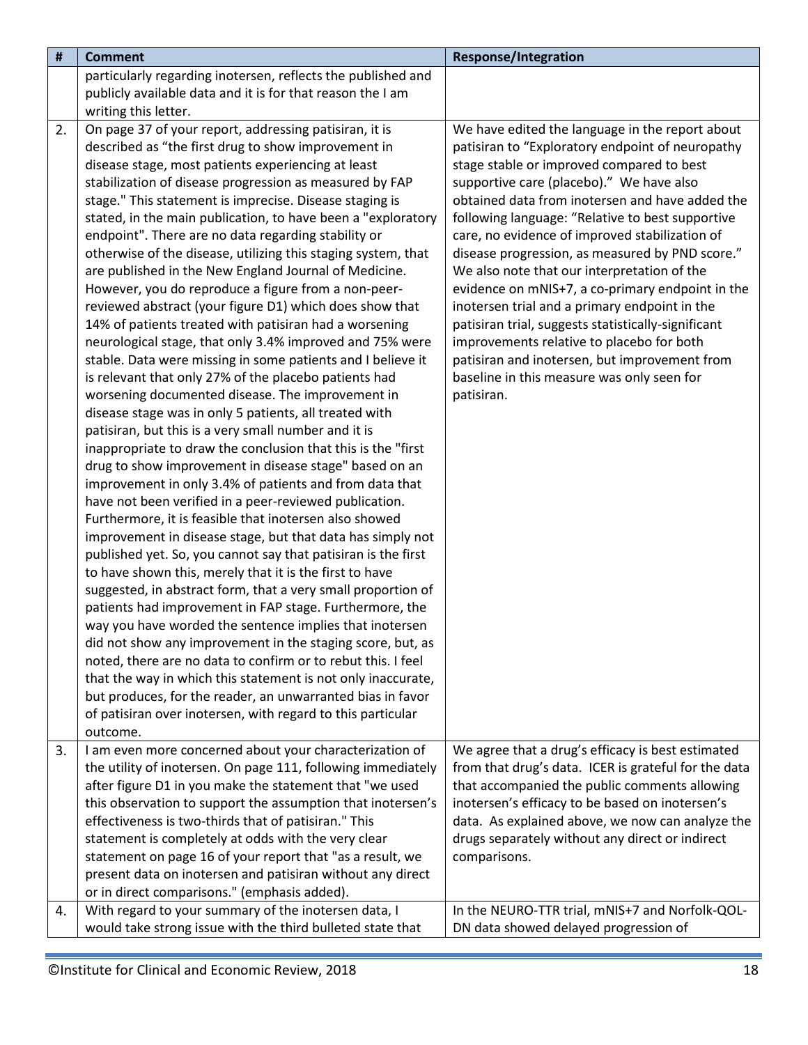| # | Comment | Response/Integration |
|---|---|---|
| | particularly regarding inotersen, reflects the published and publicly available data and it is for that reason the I am writing this letter. | |
| 2. | On page 37 of your report, addressing patisiran, it is described as "the first drug to show improvement in disease stage, most patients experiencing at least stabilization of disease progression as measured by FAP stage." This statement is imprecise. Disease staging is stated, in the main publication, to have been a "exploratory endpoint". There are no data regarding stability or otherwise of the disease, utilizing this staging system, that are published in the New England Journal of Medicine. However, you do reproduce a figure from a non-peer-reviewed abstract (your figure D1) which does show that 14% of patients treated with patisiran had a worsening neurological stage, that only 3.4% improved and 75% were stable. Data were missing in some patients and I believe it is relevant that only 27% of the placebo patients had worsening documented disease. The improvement in disease stage was in only 5 patients, all treated with patisiran, but this is a very small number and it is inappropriate to draw the conclusion that this is the "first drug to show improvement in disease stage" based on an improvement in only 3.4% of patients and from data that have not been verified in a peer-reviewed publication. Furthermore, it is feasible that inotersen also showed improvement in disease stage, but that data has simply not published yet. So, you cannot say that patisiran is the first to have shown this, merely that it is the first to have suggested, in abstract form, that a very small proportion of patients had improvement in FAP stage. Furthermore, the way you have worded the sentence implies that inotersen did not show any improvement in the staging score, but, as noted, there are no data to confirm or to rebut this. I feel that the way in which this statement is not only inaccurate, but produces, for the reader, an unwarranted bias in favor of patisiran over inotersen, with regard to this particular outcome. | We have edited the language in the report about patisiran to "Exploratory endpoint of neuropathy stage stable or improved compared to best supportive care (placebo)." We have also obtained data from inotersen and have added the following language: "Relative to best supportive care, no evidence of improved stabilization of disease progression, as measured by PND score." We also note that our interpretation of the evidence on mNIS+7, a co-primary endpoint in the inotersen trial and a primary endpoint in the patisiran trial, suggests statistically-significant improvements relative to placebo for both patisiran and inotersen, but improvement from baseline in this measure was only seen for patisiran. |
| 3. | I am even more concerned about your characterization of the utility of inotersen. On page 111, following immediately after figure D1 in you make the statement that "we used this observation to support the assumption that inotersen's effectiveness is two-thirds that of patisiran." This statement is completely at odds with the very clear statement on page 16 of your report that "as a result, we present data on inotersen and patisiran without any direct or in direct comparisons." (emphasis added). | We agree that a drug's efficacy is best estimated from that drug's data. ICER is grateful for the data that accompanied the public comments allowing inotersen's efficacy to be based on inotersen's data. As explained above, we now can analyze the drugs separately without any direct or indirect comparisons. |
| 4. | With regard to your summary of the inotersen data, I would take strong issue with the third bulleted state that | In the NEURO-TTR trial, mNIS+7 and Norfolk-QOL-DN data showed delayed progression of |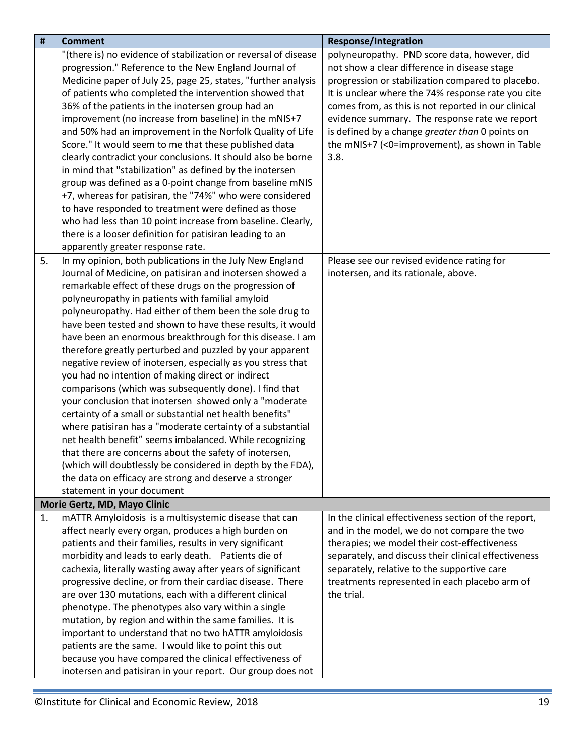| # | Comment | Response/Integration |
|---|---|---|
| | "(there is) no evidence of stabilization or reversal of disease progression." Reference to the New England Journal of Medicine paper of July 25, page 25, states, "further analysis of patients who completed the intervention showed that 36% of the patients in the inotersen group had an improvement (no increase from baseline) in the mNIS+7 and 50% had an improvement in the Norfolk Quality of Life Score." It would seem to me that these published data clearly contradict your conclusions. It should also be borne in mind that "stabilization" as defined by the inotersen group was defined as a 0-point change from baseline mNIS +7, whereas for patisiran, the "74%" who were considered to have responded to treatment were defined as those who had less than 10 point increase from baseline. Clearly, there is a looser definition for patisiran leading to an apparently greater response rate. | polyneuropathy. PND score data, however, did not show a clear difference in disease stage progression or stabilization compared to placebo. It is unclear where the 74% response rate you cite comes from, as this is not reported in our clinical evidence summary. The response rate we report is defined by a change *greater than* 0 points on the mNIS+7 (<0=improvement), as shown in Table 3.8. |
| 5. | In my opinion, both publications in the July New England Journal of Medicine, on patisiran and inotersen showed a remarkable effect of these drugs on the progression of polyneuropathy in patients with familial amyloid polyneuropathy. Had either of them been the sole drug to have been tested and shown to have these results, it would have been an enormous breakthrough for this disease. I am therefore greatly perturbed and puzzled by your apparent negative review of inotersen, especially as you stress that you had no intention of making direct or indirect comparisons (which was subsequently done). I find that your conclusion that inotersen showed only a "moderate certainty of a small or substantial net health benefits" where patisiran has a "moderate certainty of a substantial net health benefit" seems imbalanced. While recognizing that there are concerns about the safety of inotersen, (which will doubtlessly be considered in depth by the FDA), the data on efficacy are strong and deserve a stronger statement in your document | Please see our revised evidence rating for inotersen, and its rationale, above. |
| **Morie Gertz, MD, Mayo Clinic** | | |
| 1. | mATTR Amyloidosis is a multisystemic disease that can affect nearly every organ, produces a high burden on patients and their families, results in very significant morbidity and leads to early death. Patients die of cachexia, literally wasting away after years of significant progressive decline, or from their cardiac disease. There are over 130 mutations, each with a different clinical phenotype. The phenotypes also vary within a single mutation, by region and within the same families. It is important to understand that no two hATTR amyloidosis patients are the same. I would like to point this out because you have compared the clinical effectiveness of inotersen and patisiran in your report. Our group does not | In the clinical effectiveness section of the report, and in the model, we do not compare the two therapies; we model their cost-effectiveness separately, and discuss their clinical effectiveness separately, relative to the supportive care treatments represented in each placebo arm of the trial. |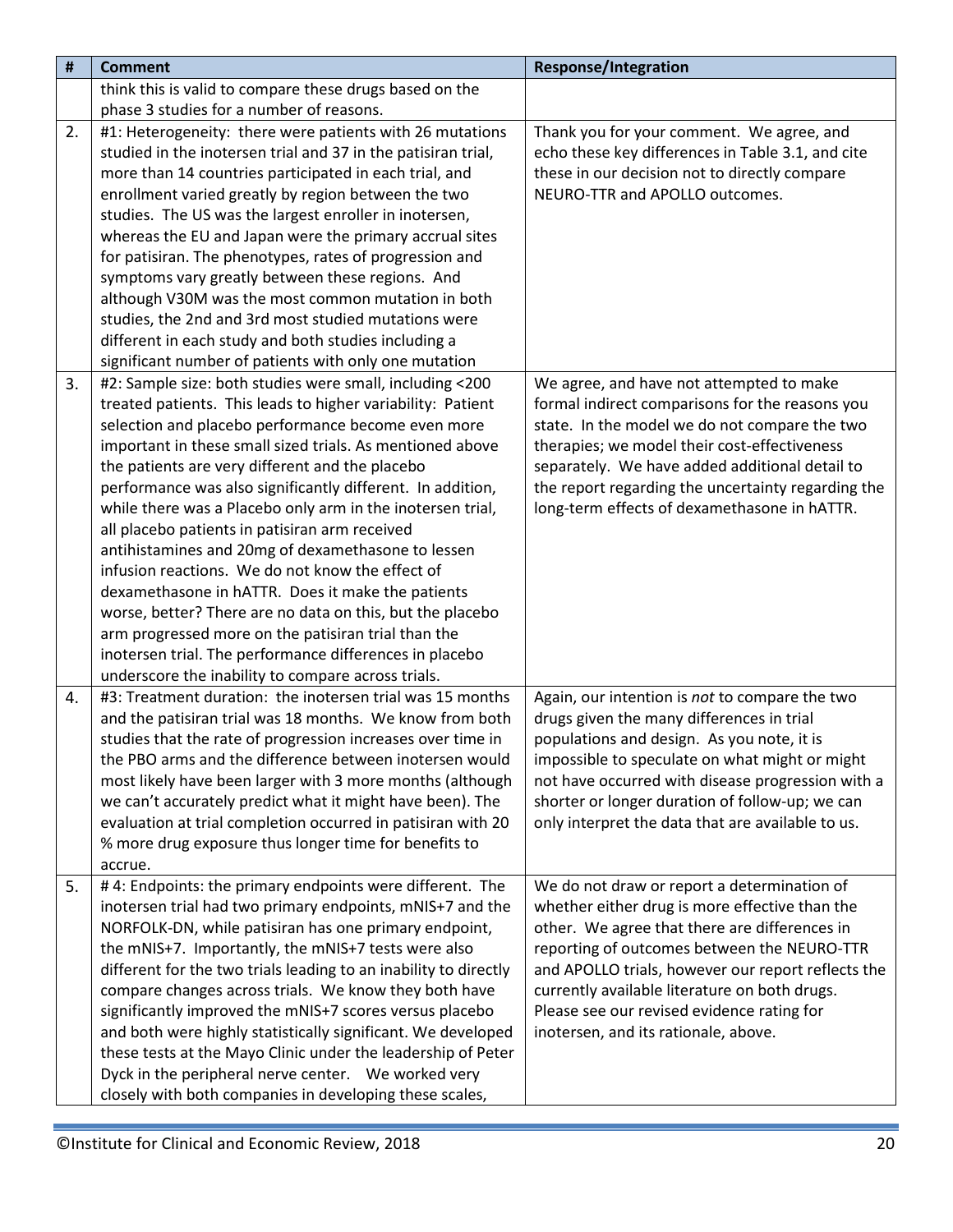| # | Comment | Response/Integration |
|---|---|---|
| | think this is valid to compare these drugs based on the phase 3 studies for a number of reasons. | |
| 2. | #1: Heterogeneity: there were patients with 26 mutations studied in the inotersen trial and 37 in the patisiran trial, more than 14 countries participated in each trial, and enrollment varied greatly by region between the two studies. The US was the largest enroller in inotersen, whereas the EU and Japan were the primary accrual sites for patisiran. The phenotypes, rates of progression and symptoms vary greatly between these regions. And although V30M was the most common mutation in both studies, the 2nd and 3rd most studied mutations were different in each study and both studies including a significant number of patients with only one mutation | Thank you for your comment. We agree, and echo these key differences in Table 3.1, and cite these in our decision not to directly compare NEURO-TTR and APOLLO outcomes. |
| 3. | #2: Sample size: both studies were small, including <200 treated patients. This leads to higher variability: Patient selection and placebo performance become even more important in these small sized trials. As mentioned above the patients are very different and the placebo performance was also significantly different. In addition, while there was a Placebo only arm in the inotersen trial, all placebo patients in patisiran arm received antihistamines and 20mg of dexamethasone to lessen infusion reactions. We do not know the effect of dexamethasone in hATTR. Does it make the patients worse, better? There are no data on this, but the placebo arm progressed more on the patisiran trial than the inotersen trial. The performance differences in placebo underscore the inability to compare across trials. | We agree, and have not attempted to make formal indirect comparisons for the reasons you state. In the model we do not compare the two therapies; we model their cost-effectiveness separately. We have added additional detail to the report regarding the uncertainty regarding the long-term effects of dexamethasone in hATTR. |
| 4. | #3: Treatment duration: the inotersen trial was 15 months and the patisiran trial was 18 months. We know from both studies that the rate of progression increases over time in the PBO arms and the difference between inotersen would most likely have been larger with 3 more months (although we can't accurately predict what it might have been). The evaluation at trial completion occurred in patisiran with 20 % more drug exposure thus longer time for benefits to accrue. | Again, our intention is *not* to compare the two drugs given the many differences in trial populations and design. As you note, it is impossible to speculate on what might or might not have occurred with disease progression with a shorter or longer duration of follow-up; we can only interpret the data that are available to us. |
| 5. | # 4: Endpoints: the primary endpoints were different. The inotersen trial had two primary endpoints, mNIS+7 and the NORFOLK-DN, while patisiran has one primary endpoint, the mNIS+7. Importantly, the mNIS+7 tests were also different for the two trials leading to an inability to directly compare changes across trials. We know they both have significantly improved the mNIS+7 scores versus placebo and both were highly statistically significant. We developed these tests at the Mayo Clinic under the leadership of Peter Dyck in the peripheral nerve center. We worked very closely with both companies in developing these scales, | We do not draw or report a determination of whether either drug is more effective than the other. We agree that there are differences in reporting of outcomes between the NEURO-TTR and APOLLO trials, however our report reflects the currently available literature on both drugs. Please see our revised evidence rating for inotersen, and its rationale, above. |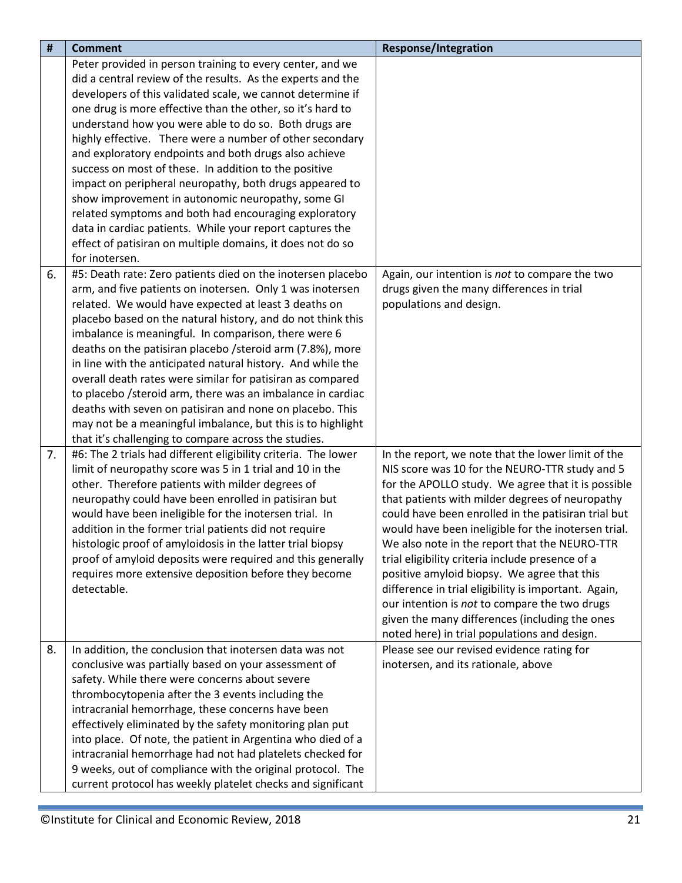| # | Comment | Response/Integration |
|---|---|---|
| | Peter provided in person training to every center, and we did a central review of the results. As the experts and the developers of this validated scale, we cannot determine if one drug is more effective than the other, so it's hard to understand how you were able to do so. Both drugs are highly effective. There were a number of other secondary and exploratory endpoints and both drugs also achieve success on most of these. In addition to the positive impact on peripheral neuropathy, both drugs appeared to show improvement in autonomic neuropathy, some GI related symptoms and both had encouraging exploratory data in cardiac patients. While your report captures the effect of patisiran on multiple domains, it does not do so for inotersen. | |
| 6. | #5: Death rate: Zero patients died on the inotersen placebo arm, and five patients on inotersen. Only 1 was inotersen related. We would have expected at least 3 deaths on placebo based on the natural history, and do not think this imbalance is meaningful. In comparison, there were 6 deaths on the patisiran placebo /steroid arm (7.8%), more in line with the anticipated natural history. And while the overall death rates were similar for patisiran as compared to placebo /steroid arm, there was an imbalance in cardiac deaths with seven on patisiran and none on placebo. This may not be a meaningful imbalance, but this is to highlight that it's challenging to compare across the studies. | Again, our intention is *not* to compare the two drugs given the many differences in trial populations and design. |
| 7. | #6: The 2 trials had different eligibility criteria. The lower limit of neuropathy score was 5 in 1 trial and 10 in the other. Therefore patients with milder degrees of neuropathy could have been enrolled in patisiran but would have been ineligible for the inotersen trial. In addition in the former trial patients did not require histologic proof of amyloidosis in the latter trial biopsy proof of amyloid deposits were required and this generally requires more extensive deposition before they become detectable. | In the report, we note that the lower limit of the NIS score was 10 for the NEURO-TTR study and 5 for the APOLLO study. We agree that it is possible that patients with milder degrees of neuropathy could have been enrolled in the patisiran trial but would have been ineligible for the inotersen trial. We also note in the report that the NEURO-TTR trial eligibility criteria include presence of a positive amyloid biopsy. We agree that this difference in trial eligibility is important. Again, our intention is *not* to compare the two drugs given the many differences (including the ones noted here) in trial populations and design. |
| 8. | In addition, the conclusion that inotersen data was not conclusive was partially based on your assessment of safety. While there were concerns about severe thrombocytopenia after the 3 events including the intracranial hemorrhage, these concerns have been effectively eliminated by the safety monitoring plan put into place. Of note, the patient in Argentina who died of a intracranial hemorrhage had not had platelets checked for 9 weeks, out of compliance with the original protocol. The current protocol has weekly platelet checks and significant | Please see our revised evidence rating for inotersen, and its rationale, above |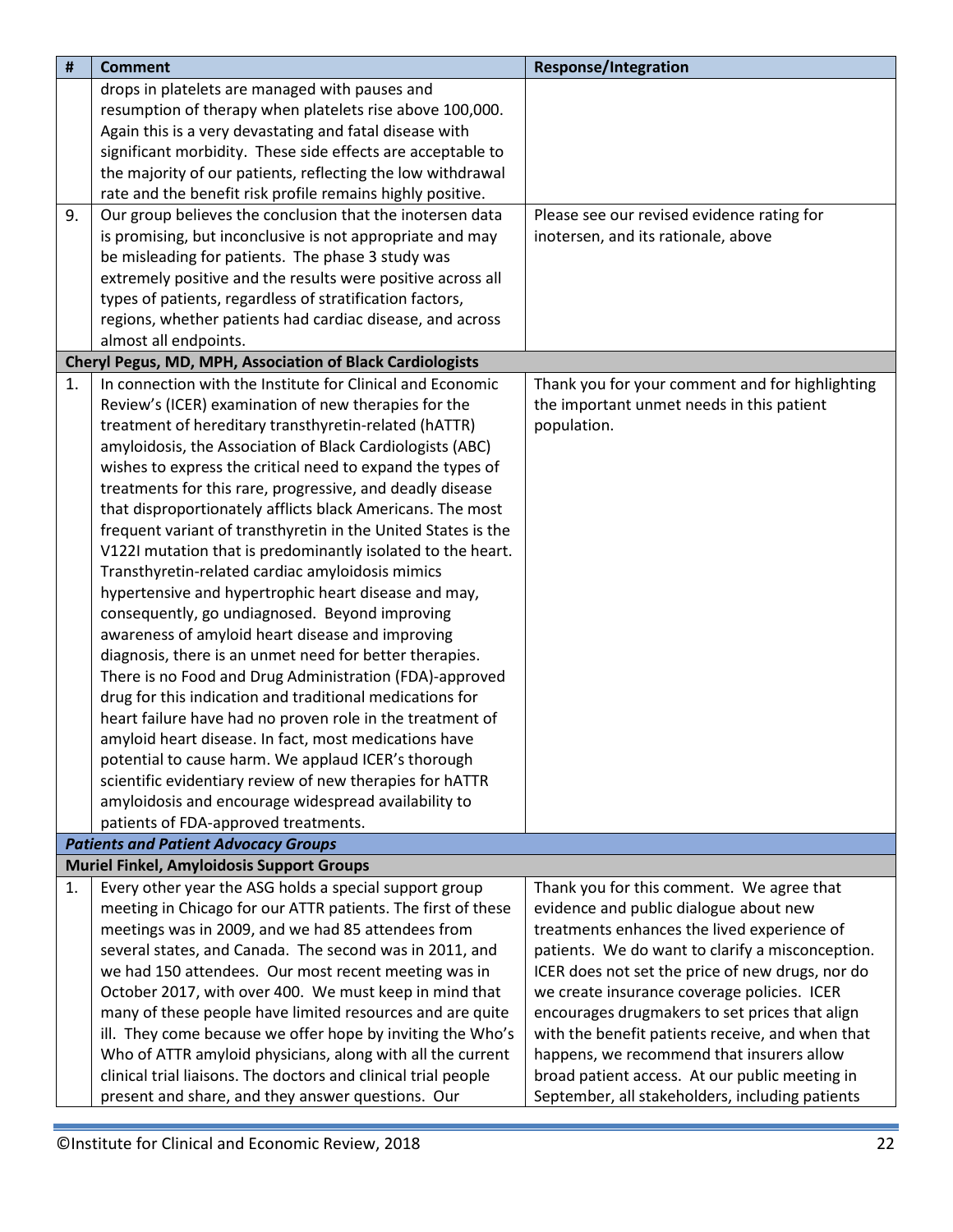| # | Comment | Response/Integration |
|---|---|---|
| | drops in platelets are managed with pauses and resumption of therapy when platelets rise above 100,000. Again this is a very devastating and fatal disease with significant morbidity. These side effects are acceptable to the majority of our patients, reflecting the low withdrawal rate and the benefit risk profile remains highly positive. | |
| 9. | Our group believes the conclusion that the inotersen data is promising, but inconclusive is not appropriate and may be misleading for patients. The phase 3 study was extremely positive and the results were positive across all types of patients, regardless of stratification factors, regions, whether patients had cardiac disease, and across almost all endpoints. | Please see our revised evidence rating for inotersen, and its rationale, above |
| **Cheryl Pegus, MD, MPH, Association of Black Cardiologists** | | |
| 1. | In connection with the Institute for Clinical and Economic Review's (ICER) examination of new therapies for the treatment of hereditary transthyretin-related (hATTR) amyloidosis, the Association of Black Cardiologists (ABC) wishes to express the critical need to expand the types of treatments for this rare, progressive, and deadly disease that disproportionately afflicts black Americans. The most frequent variant of transthyretin in the United States is the V122I mutation that is predominantly isolated to the heart. Transthyretin-related cardiac amyloidosis mimics hypertensive and hypertrophic heart disease and may, consequently, go undiagnosed. Beyond improving awareness of amyloid heart disease and improving diagnosis, there is an unmet need for better therapies. There is no Food and Drug Administration (FDA)-approved drug for this indication and traditional medications for heart failure have had no proven role in the treatment of amyloid heart disease. In fact, most medications have potential to cause harm. We applaud ICER's thorough scientific evidentiary review of new therapies for hATTR amyloidosis and encourage widespread availability to patients of FDA-approved treatments. | Thank you for your comment and for highlighting the important unmet needs in this patient population. |
| ***Patients and Patient Advocacy Groups*** | | |
| **Muriel Finkel, Amyloidosis Support Groups** | | |
| 1. | Every other year the ASG holds a special support group meeting in Chicago for our ATTR patients. The first of these meetings was in 2009, and we had 85 attendees from several states, and Canada. The second was in 2011, and we had 150 attendees. Our most recent meeting was in October 2017, with over 400. We must keep in mind that many of these people have limited resources and are quite ill. They come because we offer hope by inviting the Who's Who of ATTR amyloid physicians, along with all the current clinical trial liaisons. The doctors and clinical trial people present and share, and they answer questions. Our | Thank you for this comment. We agree that evidence and public dialogue about new treatments enhances the lived experience of patients. We do want to clarify a misconception. ICER does not set the price of new drugs, nor do we create insurance coverage policies. ICER encourages drugmakers to set prices that align with the benefit patients receive, and when that happens, we recommend that insurers allow broad patient access. At our public meeting in September, all stakeholders, including patients |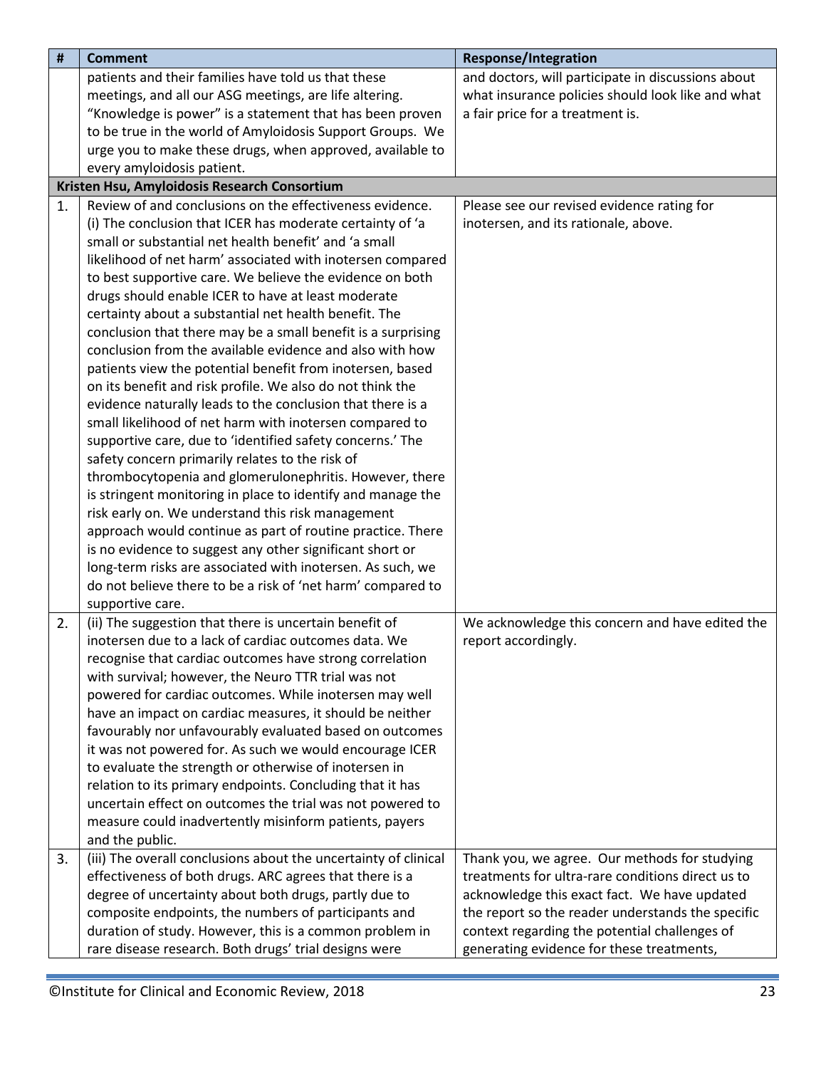| # | Comment | Response/Integration |
|---|---|---|
| | patients and their families have told us that these meetings, and all our ASG meetings, are life altering. "Knowledge is power" is a statement that has been proven to be true in the world of Amyloidosis Support Groups. We urge you to make these drugs, when approved, available to every amyloidosis patient. | and doctors, will participate in discussions about what insurance policies should look like and what a fair price for a treatment is. |
| **Kristen Hsu, Amyloidosis Research Consortium** | | |
| 1. | Review of and conclusions on the effectiveness evidence. (i) The conclusion that ICER has moderate certainty of 'a small or substantial net health benefit' and 'a small likelihood of net harm' associated with inotersen compared to best supportive care. We believe the evidence on both drugs should enable ICER to have at least moderate certainty about a substantial net health benefit. The conclusion that there may be a small benefit is a surprising conclusion from the available evidence and also with how patients view the potential benefit from inotersen, based on its benefit and risk profile. We also do not think the evidence naturally leads to the conclusion that there is a small likelihood of net harm with inotersen compared to supportive care, due to 'identified safety concerns.' The safety concern primarily relates to the risk of thrombocytopenia and glomerulonephritis. However, there is stringent monitoring in place to identify and manage the risk early on. We understand this risk management approach would continue as part of routine practice. There is no evidence to suggest any other significant short or long-term risks are associated with inotersen. As such, we do not believe there to be a risk of 'net harm' compared to supportive care. | Please see our revised evidence rating for inotersen, and its rationale, above. |
| 2. | (ii) The suggestion that there is uncertain benefit of inotersen due to a lack of cardiac outcomes data. We recognise that cardiac outcomes have strong correlation with survival; however, the Neuro TTR trial was not powered for cardiac outcomes. While inotersen may well have an impact on cardiac measures, it should be neither favourably nor unfavourably evaluated based on outcomes it was not powered for. As such we would encourage ICER to evaluate the strength or otherwise of inotersen in relation to its primary endpoints. Concluding that it has uncertain effect on outcomes the trial was not powered to measure could inadvertently misinform patients, payers and the public. | We acknowledge this concern and have edited the report accordingly. |
| 3. | (iii) The overall conclusions about the uncertainty of clinical effectiveness of both drugs. ARC agrees that there is a degree of uncertainty about both drugs, partly due to composite endpoints, the numbers of participants and duration of study. However, this is a common problem in rare disease research. Both drugs' trial designs were | Thank you, we agree. Our methods for studying treatments for ultra-rare conditions direct us to acknowledge this exact fact. We have updated the report so the reader understands the specific context regarding the potential challenges of generating evidence for these treatments, |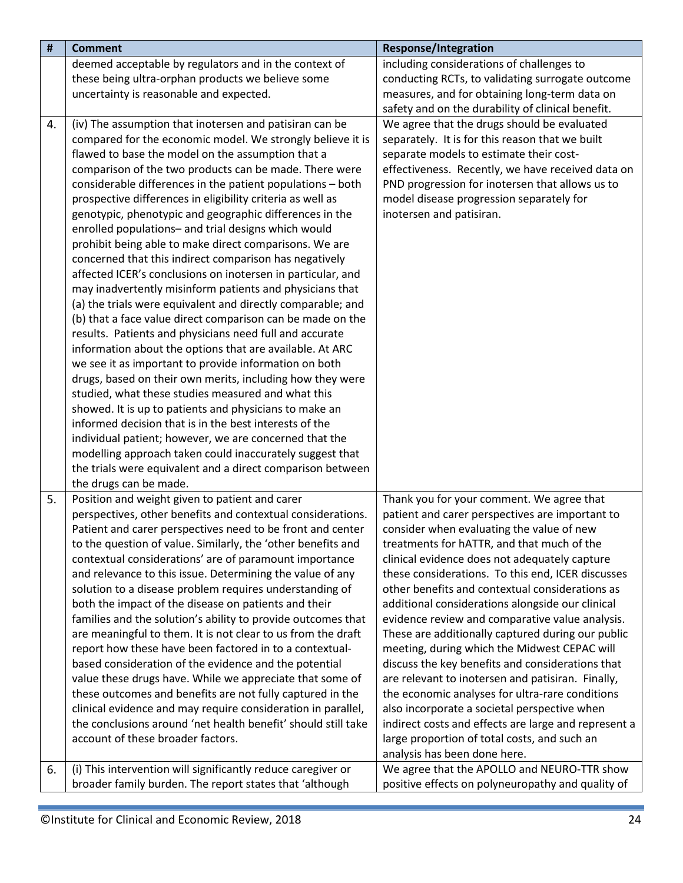| # | Comment | Response/Integration |
|---|---|---|
| | deemed acceptable by regulators and in the context of these being ultra-orphan products we believe some uncertainty is reasonable and expected. | including considerations of challenges to conducting RCTs, to validating surrogate outcome measures, and for obtaining long-term data on safety and on the durability of clinical benefit. |
| 4. | (iv) The assumption that inotersen and patisiran can be compared for the economic model. We strongly believe it is flawed to base the model on the assumption that a comparison of the two products can be made. There were considerable differences in the patient populations – both prospective differences in eligibility criteria as well as genotypic, phenotypic and geographic differences in the enrolled populations– and trial designs which would prohibit being able to make direct comparisons. We are concerned that this indirect comparison has negatively affected ICER's conclusions on inotersen in particular, and may inadvertently misinform patients and physicians that (a) the trials were equivalent and directly comparable; and (b) that a face value direct comparison can be made on the results. Patients and physicians need full and accurate information about the options that are available. At ARC we see it as important to provide information on both drugs, based on their own merits, including how they were studied, what these studies measured and what this showed. It is up to patients and physicians to make an informed decision that is in the best interests of the individual patient; however, we are concerned that the modelling approach taken could inaccurately suggest that the trials were equivalent and a direct comparison between the drugs can be made. | We agree that the drugs should be evaluated separately. It is for this reason that we built separate models to estimate their cost-effectiveness. Recently, we have received data on PND progression for inotersen that allows us to model disease progression separately for inotersen and patisiran. |
| 5. | Position and weight given to patient and carer perspectives, other benefits and contextual considerations. Patient and carer perspectives need to be front and center to the question of value. Similarly, the 'other benefits and contextual considerations' are of paramount importance and relevance to this issue. Determining the value of any solution to a disease problem requires understanding of both the impact of the disease on patients and their families and the solution's ability to provide outcomes that are meaningful to them. It is not clear to us from the draft report how these have been factored in to a contextual-based consideration of the evidence and the potential value these drugs have. While we appreciate that some of these outcomes and benefits are not fully captured in the clinical evidence and may require consideration in parallel, the conclusions around 'net health benefit' should still take account of these broader factors. | Thank you for your comment. We agree that patient and carer perspectives are important to consider when evaluating the value of new treatments for hATTR, and that much of the clinical evidence does not adequately capture these considerations. To this end, ICER discusses other benefits and contextual considerations as additional considerations alongside our clinical evidence review and comparative value analysis. These are additionally captured during our public meeting, during which the Midwest CEPAC will discuss the key benefits and considerations that are relevant to inotersen and patisiran. Finally, the economic analyses for ultra-rare conditions also incorporate a societal perspective when indirect costs and effects are large and represent a large proportion of total costs, and such an analysis has been done here. |
| 6. | (i) This intervention will significantly reduce caregiver or broader family burden. The report states that 'although | We agree that the APOLLO and NEURO-TTR show positive effects on polyneuropathy and quality of |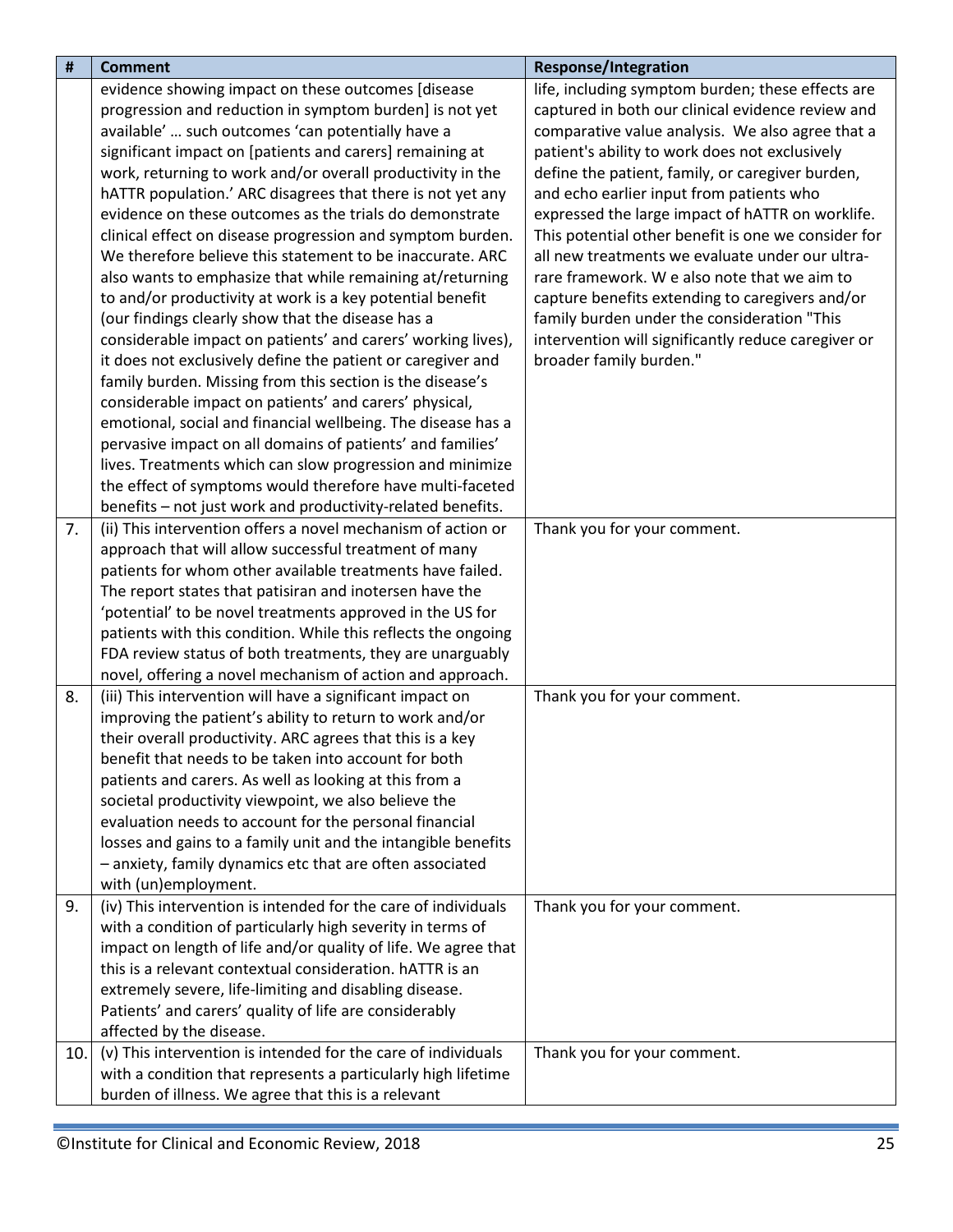| # | Comment | Response/Integration |
|---|---|---|
| | evidence showing impact on these outcomes [disease progression and reduction in symptom burden] is not yet available' … such outcomes 'can potentially have a significant impact on [patients and carers] remaining at work, returning to work and/or overall productivity in the hATTR population.' ARC disagrees that there is not yet any evidence on these outcomes as the trials do demonstrate clinical effect on disease progression and symptom burden. We therefore believe this statement to be inaccurate. ARC also wants to emphasize that while remaining at/returning to and/or productivity at work is a key potential benefit (our findings clearly show that the disease has a considerable impact on patients' and carers' working lives), it does not exclusively define the patient or caregiver and family burden. Missing from this section is the disease's considerable impact on patients' and carers' physical, emotional, social and financial wellbeing. The disease has a pervasive impact on all domains of patients' and families' lives. Treatments which can slow progression and minimize the effect of symptoms would therefore have multi-faceted benefits – not just work and productivity-related benefits. | life, including symptom burden; these effects are captured in both our clinical evidence review and comparative value analysis. We also agree that a patient's ability to work does not exclusively define the patient, family, or caregiver burden, and echo earlier input from patients who expressed the large impact of hATTR on worklife. This potential other benefit is one we consider for all new treatments we evaluate under our ultra-rare framework. W e also note that we aim to capture benefits extending to caregivers and/or family burden under the consideration "This intervention will significantly reduce caregiver or broader family burden." |
| 7. | (ii) This intervention offers a novel mechanism of action or approach that will allow successful treatment of many patients for whom other available treatments have failed. The report states that patisiran and inotersen have the 'potential' to be novel treatments approved in the US for patients with this condition. While this reflects the ongoing FDA review status of both treatments, they are unarguably novel, offering a novel mechanism of action and approach. | Thank you for your comment. |
| 8. | (iii) This intervention will have a significant impact on improving the patient's ability to return to work and/or their overall productivity. ARC agrees that this is a key benefit that needs to be taken into account for both patients and carers. As well as looking at this from a societal productivity viewpoint, we also believe the evaluation needs to account for the personal financial losses and gains to a family unit and the intangible benefits – anxiety, family dynamics etc that are often associated with (un)employment. | Thank you for your comment. |
| 9. | (iv) This intervention is intended for the care of individuals with a condition of particularly high severity in terms of impact on length of life and/or quality of life. We agree that this is a relevant contextual consideration. hATTR is an extremely severe, life-limiting and disabling disease. Patients' and carers' quality of life are considerably affected by the disease. | Thank you for your comment. |
| 10. | (v) This intervention is intended for the care of individuals with a condition that represents a particularly high lifetime burden of illness. We agree that this is a relevant | Thank you for your comment. |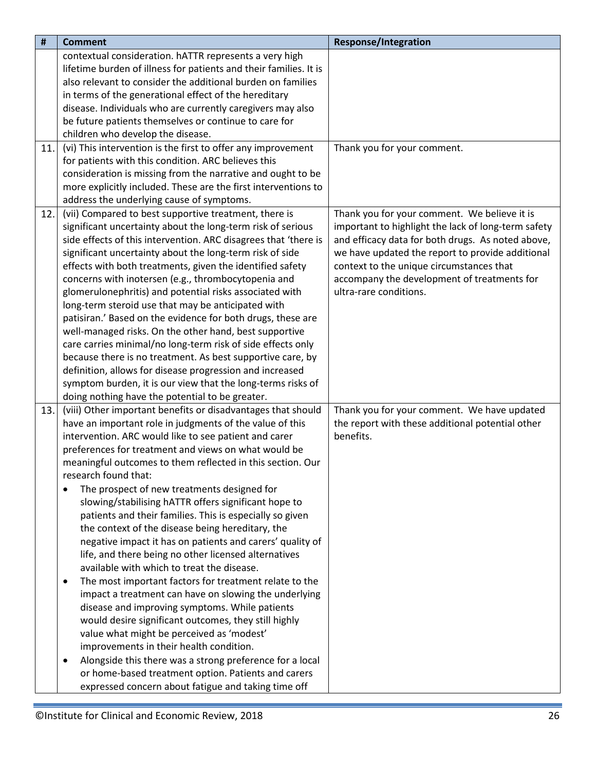| # | Comment | Response/Integration |
|---|---|---|
| | contextual consideration. hATTR represents a very high lifetime burden of illness for patients and their families. It is also relevant to consider the additional burden on families in terms of the generational effect of the hereditary disease. Individuals who are currently caregivers may also be future patients themselves or continue to care for children who develop the disease. | |
| 11. | (vi) This intervention is the first to offer any improvement for patients with this condition. ARC believes this consideration is missing from the narrative and ought to be more explicitly included. These are the first interventions to address the underlying cause of symptoms. | Thank you for your comment. |
| 12. | (vii) Compared to best supportive treatment, there is significant uncertainty about the long-term risk of serious side effects of this intervention. ARC disagrees that 'there is significant uncertainty about the long-term risk of side effects with both treatments, given the identified safety concerns with inotersen (e.g., thrombocytopenia and glomerulonephritis) and potential risks associated with long-term steroid use that may be anticipated with patisiran.' Based on the evidence for both drugs, these are well-managed risks. On the other hand, best supportive care carries minimal/no long-term risk of side effects only because there is no treatment. As best supportive care, by definition, allows for disease progression and increased symptom burden, it is our view that the long-terms risks of doing nothing have the potential to be greater. | Thank you for your comment. We believe it is important to highlight the lack of long-term safety and efficacy data for both drugs. As noted above, we have updated the report to provide additional context to the unique circumstances that accompany the development of treatments for ultra-rare conditions. |
| 13. | (viii) Other important benefits or disadvantages that should have an important role in judgments of the value of this intervention. ARC would like to see patient and carer preferences for treatment and views on what would be meaningful outcomes to them reflected in this section. Our research found that:<br>• The prospect of new treatments designed for slowing/stabilising hATTR offers significant hope to patients and their families. This is especially so given the context of the disease being hereditary, the negative impact it has on patients and carers' quality of life, and there being no other licensed alternatives available with which to treat the disease.<br>• The most important factors for treatment relate to the impact a treatment can have on slowing the underlying disease and improving symptoms. While patients would desire significant outcomes, they still highly value what might be perceived as 'modest' improvements in their health condition.<br>• Alongside this there was a strong preference for a local or home-based treatment option. Patients and carers expressed concern about fatigue and taking time off | Thank you for your comment. We have updated the report with these additional potential other benefits. |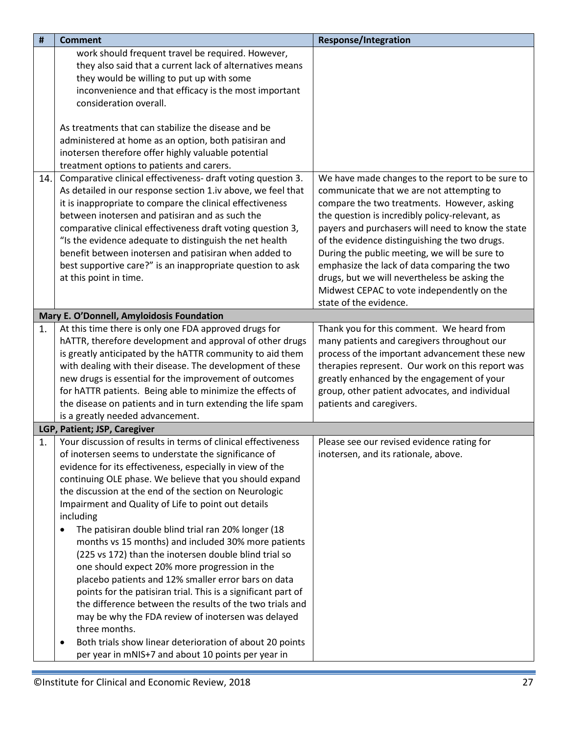| # | Comment | Response/Integration |
|---|---|---|
| | work should frequent travel be required. However, they also said that a current lack of alternatives means they would be willing to put up with some inconvenience and that efficacy is the most important consideration overall.<br><br>As treatments that can stabilize the disease and be administered at home as an option, both patisiran and inotersen therefore offer highly valuable potential treatment options to patients and carers. | |
| 14. | Comparative clinical effectiveness- draft voting question 3. As detailed in our response section 1.iv above, we feel that it is inappropriate to compare the clinical effectiveness between inotersen and patisiran and as such the comparative clinical effectiveness draft voting question 3, "Is the evidence adequate to distinguish the net health benefit between inotersen and patisiran when added to best supportive care?" is an inappropriate question to ask at this point in time. | We have made changes to the report to be sure to communicate that we are not attempting to compare the two treatments. However, asking the question is incredibly policy-relevant, as payers and purchasers will need to know the state of the evidence distinguishing the two drugs. During the public meeting, we will be sure to emphasize the lack of data comparing the two drugs, but we will nevertheless be asking the Midwest CEPAC to vote independently on the state of the evidence. |
| **Mary E. O'Donnell, Amyloidosis Foundation** | | |
| 1. | At this time there is only one FDA approved drugs for hATTR, therefore development and approval of other drugs is greatly anticipated by the hATTR community to aid them with dealing with their disease. The development of these new drugs is essential for the improvement of outcomes for hATTR patients. Being able to minimize the effects of the disease on patients and in turn extending the life spam is a greatly needed advancement. | Thank you for this comment. We heard from many patients and caregivers throughout our process of the important advancement these new therapies represent. Our work on this report was greatly enhanced by the engagement of your group, other patient advocates, and individual patients and caregivers. |
| **LGP, Patient; JSP, Caregiver** | | |
| 1. | Your discussion of results in terms of clinical effectiveness of inotersen seems to understate the significance of evidence for its effectiveness, especially in view of the continuing OLE phase. We believe that you should expand the discussion at the end of the section on Neurologic Impairment and Quality of Life to point out details including<br>• The patisiran double blind trial ran 20% longer (18 months vs 15 months) and included 30% more patients (225 vs 172) than the inotersen double blind trial so one should expect 20% more progression in the placebo patients and 12% smaller error bars on data points for the patisiran trial. This is a significant part of the difference between the results of the two trials and may be why the FDA review of inotersen was delayed three months.<br>• Both trials show linear deterioration of about 20 points per year in mNIS+7 and about 10 points per year in | Please see our revised evidence rating for inotersen, and its rationale, above. |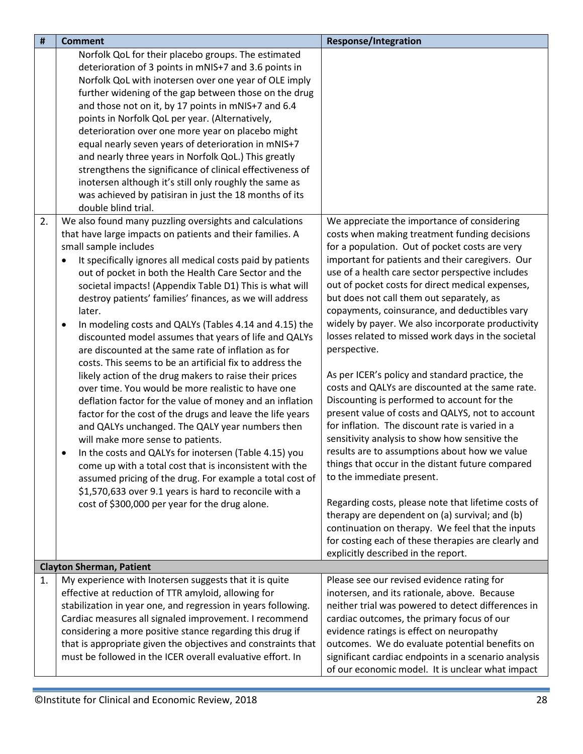| # | Comment | Response/Integration |
|---|---|---|
| | Norfolk QoL for their placebo groups. The estimated deterioration of 3 points in mNIS+7 and 3.6 points in Norfolk QoL with inotersen over one year of OLE imply further widening of the gap between those on the drug and those not on it, by 17 points in mNIS+7 and 6.4 points in Norfolk QoL per year. (Alternatively, deterioration over one more year on placebo might equal nearly seven years of deterioration in mNIS+7 and nearly three years in Norfolk QoL.) This greatly strengthens the significance of clinical effectiveness of inotersen although it's still only roughly the same as was achieved by patisiran in just the 18 months of its double blind trial. | |
| 2. | We also found many puzzling oversights and calculations that have large impacts on patients and their families. A small sample includes<br>• It specifically ignores all medical costs paid by patients out of pocket in both the Health Care Sector and the societal impacts! (Appendix Table D1) This is what will destroy patients' families' finances, as we will address later.<br>• In modeling costs and QALYs (Tables 4.14 and 4.15) the discounted model assumes that years of life and QALYs are discounted at the same rate of inflation as for costs. This seems to be an artificial fix to address the likely action of the drug makers to raise their prices over time. You would be more realistic to have one deflation factor for the value of money and an inflation factor for the cost of the drugs and leave the life years and QALYs unchanged. The QALY year numbers then will make more sense to patients.<br>• In the costs and QALYs for inotersen (Table 4.15) you come up with a total cost that is inconsistent with the assumed pricing of the drug. For example a total cost of $1,570,633 over 9.1 years is hard to reconcile with a cost of $300,000 per year for the drug alone. | We appreciate the importance of considering costs when making treatment funding decisions for a population. Out of pocket costs are very important for patients and their caregivers. Our use of a health care sector perspective includes out of pocket costs for direct medical expenses, but does not call them out separately, as copayments, coinsurance, and deductibles vary widely by payer. We also incorporate productivity losses related to missed work days in the societal perspective.<br><br>As per ICER's policy and standard practice, the costs and QALYs are discounted at the same rate. Discounting is performed to account for the present value of costs and QALYS, not to account for inflation. The discount rate is varied in a sensitivity analysis to show how sensitive the results are to assumptions about how we value things that occur in the distant future compared to the immediate present.<br><br>Regarding costs, please note that lifetime costs of therapy are dependent on (a) survival; and (b) continuation on therapy. We feel that the inputs for costing each of these therapies are clearly and explicitly described in the report. |
| **Clayton Sherman, Patient** | | |
| 1. | My experience with Inotersen suggests that it is quite effective at reduction of TTR amyloid, allowing for stabilization in year one, and regression in years following. Cardiac measures all signaled improvement. I recommend considering a more positive stance regarding this drug if that is appropriate given the objectives and constraints that must be followed in the ICER overall evaluative effort. In | Please see our revised evidence rating for inotersen, and its rationale, above. Because neither trial was powered to detect differences in cardiac outcomes, the primary focus of our evidence ratings is effect on neuropathy outcomes. We do evaluate potential benefits on significant cardiac endpoints in a scenario analysis of our economic model. It is unclear what impact |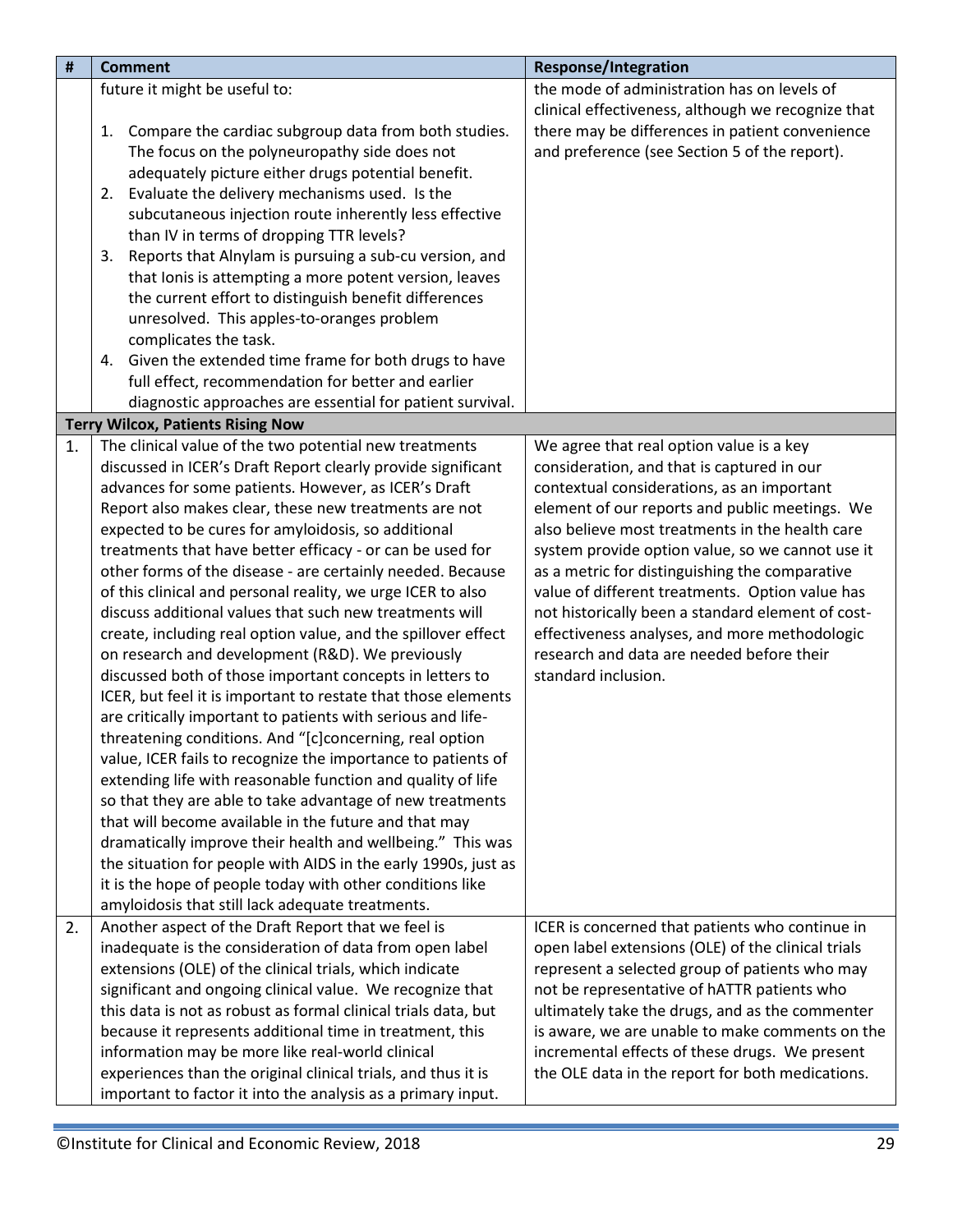| # | Comment | Response/Integration |
|---|---|---|
| | future it might be useful to:<br><br>1. Compare the cardiac subgroup data from both studies. The focus on the polyneuropathy side does not adequately picture either drugs potential benefit.<br>2. Evaluate the delivery mechanisms used. Is the subcutaneous injection route inherently less effective than IV in terms of dropping TTR levels?<br>3. Reports that Alnylam is pursuing a sub-cu version, and that Ionis is attempting a more potent version, leaves the current effort to distinguish benefit differences unresolved. This apples-to-oranges problem complicates the task.<br>4. Given the extended time frame for both drugs to have full effect, recommendation for better and earlier diagnostic approaches are essential for patient survival. | the mode of administration has on levels of clinical effectiveness, although we recognize that there may be differences in patient convenience and preference (see Section 5 of the report). |
| **Terry Wilcox, Patients Rising Now** | | |
| 1. | The clinical value of the two potential new treatments discussed in ICER's Draft Report clearly provide significant advances for some patients. However, as ICER's Draft Report also makes clear, these new treatments are not expected to be cures for amyloidosis, so additional treatments that have better efficacy - or can be used for other forms of the disease - are certainly needed. Because of this clinical and personal reality, we urge ICER to also discuss additional values that such new treatments will create, including real option value, and the spillover effect on research and development (R&D). We previously discussed both of those important concepts in letters to ICER, but feel it is important to restate that those elements are critically important to patients with serious and life-threatening conditions. And "[c]concerning, real option value, ICER fails to recognize the importance to patients of extending life with reasonable function and quality of life so that they are able to take advantage of new treatments that will become available in the future and that may dramatically improve their health and wellbeing." This was the situation for people with AIDS in the early 1990s, just as it is the hope of people today with other conditions like amyloidosis that still lack adequate treatments. | We agree that real option value is a key consideration, and that is captured in our contextual considerations, as an important element of our reports and public meetings. We also believe most treatments in the health care system provide option value, so we cannot use it as a metric for distinguishing the comparative value of different treatments. Option value has not historically been a standard element of cost-effectiveness analyses, and more methodologic research and data are needed before their standard inclusion. |
| 2. | Another aspect of the Draft Report that we feel is inadequate is the consideration of data from open label extensions (OLE) of the clinical trials, which indicate significant and ongoing clinical value. We recognize that this data is not as robust as formal clinical trials data, but because it represents additional time in treatment, this information may be more like real-world clinical experiences than the original clinical trials, and thus it is important to factor it into the analysis as a primary input. | ICER is concerned that patients who continue in open label extensions (OLE) of the clinical trials represent a selected group of patients who may not be representative of hATTR patients who ultimately take the drugs, and as the commenter is aware, we are unable to make comments on the incremental effects of these drugs. We present the OLE data in the report for both medications. |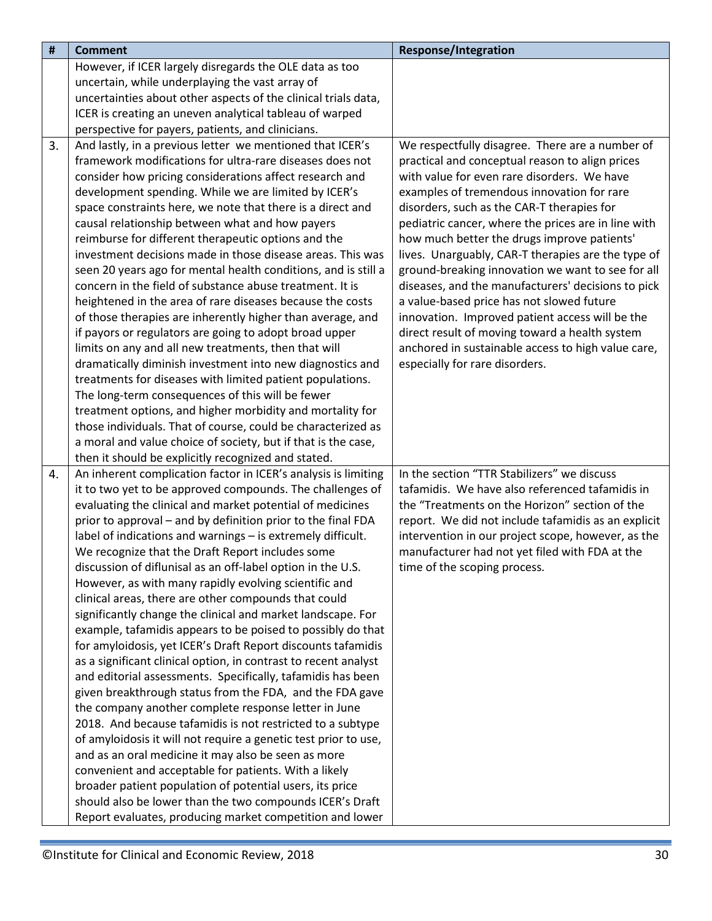| # | Comment | Response/Integration |
|---|---|---|
| | However, if ICER largely disregards the OLE data as too uncertain, while underplaying the vast array of uncertainties about other aspects of the clinical trials data, ICER is creating an uneven analytical tableau of warped perspective for payers, patients, and clinicians. | |
| 3. | And lastly, in a previous letter we mentioned that ICER's framework modifications for ultra-rare diseases does not consider how pricing considerations affect research and development spending. While we are limited by ICER's space constraints here, we note that there is a direct and causal relationship between what and how payers reimburse for different therapeutic options and the investment decisions made in those disease areas. This was seen 20 years ago for mental health conditions, and is still a concern in the field of substance abuse treatment. It is heightened in the area of rare diseases because the costs of those therapies are inherently higher than average, and if payors or regulators are going to adopt broad upper limits on any and all new treatments, then that will dramatically diminish investment into new diagnostics and treatments for diseases with limited patient populations. The long-term consequences of this will be fewer treatment options, and higher morbidity and mortality for those individuals. That of course, could be characterized as a moral and value choice of society, but if that is the case, then it should be explicitly recognized and stated. | We respectfully disagree. There are a number of practical and conceptual reason to align prices with value for even rare disorders. We have examples of tremendous innovation for rare disorders, such as the CAR-T therapies for pediatric cancer, where the prices are in line with how much better the drugs improve patients' lives. Unarguably, CAR-T therapies are the type of ground-breaking innovation we want to see for all diseases, and the manufacturers' decisions to pick a value-based price has not slowed future innovation. Improved patient access will be the direct result of moving toward a health system anchored in sustainable access to high value care, especially for rare disorders. |
| 4. | An inherent complication factor in ICER's analysis is limiting it to two yet to be approved compounds. The challenges of evaluating the clinical and market potential of medicines prior to approval – and by definition prior to the final FDA label of indications and warnings – is extremely difficult. We recognize that the Draft Report includes some discussion of diflunisal as an off-label option in the U.S. However, as with many rapidly evolving scientific and clinical areas, there are other compounds that could significantly change the clinical and market landscape. For example, tafamidis appears to be poised to possibly do that for amyloidosis, yet ICER's Draft Report discounts tafamidis as a significant clinical option, in contrast to recent analyst and editorial assessments. Specifically, tafamidis has been given breakthrough status from the FDA, and the FDA gave the company another complete response letter in June 2018. And because tafamidis is not restricted to a subtype of amyloidosis it will not require a genetic test prior to use, and as an oral medicine it may also be seen as more convenient and acceptable for patients. With a likely broader patient population of potential users, its price should also be lower than the two compounds ICER's Draft Report evaluates, producing market competition and lower | In the section "TTR Stabilizers" we discuss tafamidis. We have also referenced tafamidis in the "Treatments on the Horizon" section of the report. We did not include tafamidis as an explicit intervention in our project scope, however, as the manufacturer had not yet filed with FDA at the time of the scoping process. |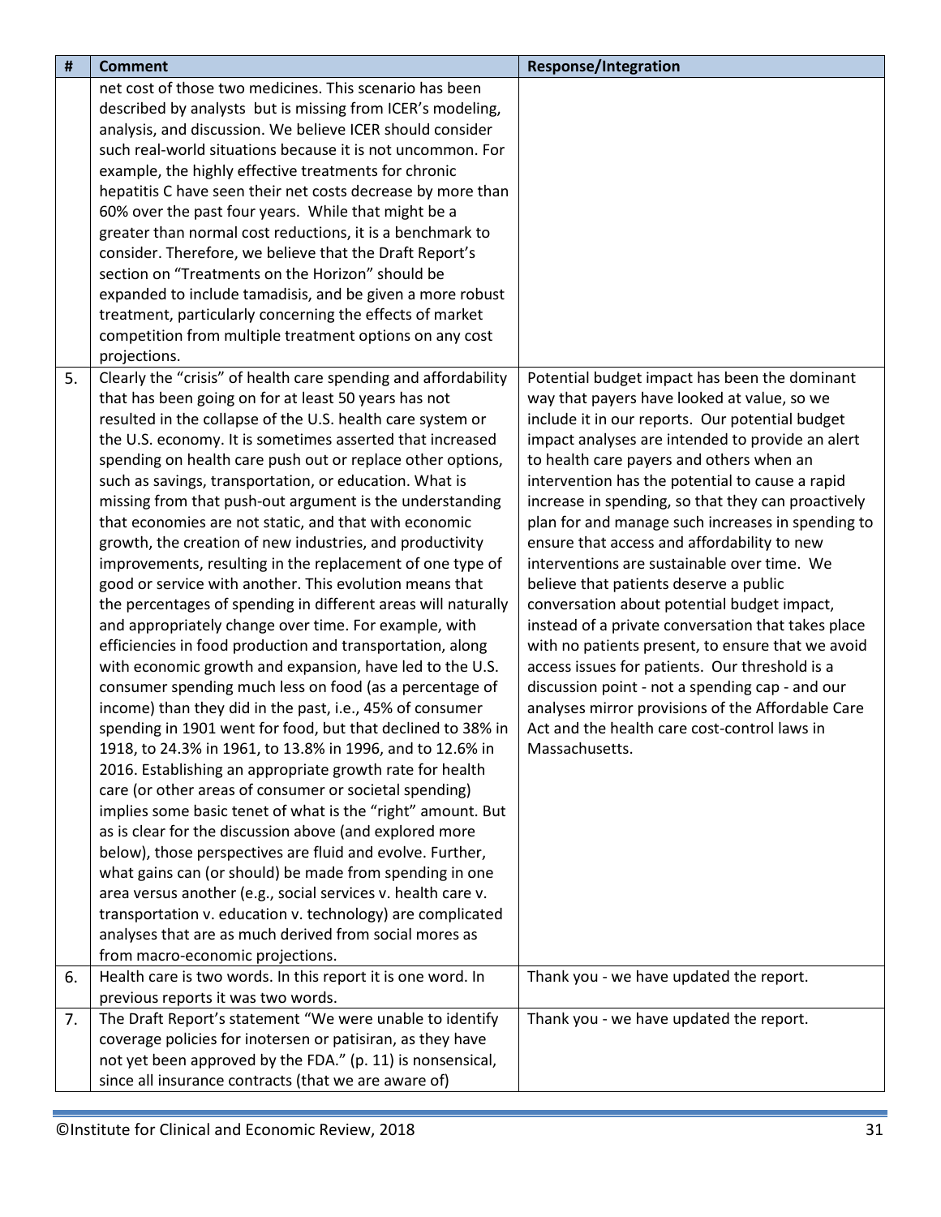| # | Comment | Response/Integration |
|---|---|---|
| | net cost of those two medicines. This scenario has been described by analysts but is missing from ICER's modeling, analysis, and discussion. We believe ICER should consider such real-world situations because it is not uncommon. For example, the highly effective treatments for chronic hepatitis C have seen their net costs decrease by more than 60% over the past four years. While that might be a greater than normal cost reductions, it is a benchmark to consider. Therefore, we believe that the Draft Report's section on "Treatments on the Horizon" should be expanded to include tamadisis, and be given a more robust treatment, particularly concerning the effects of market competition from multiple treatment options on any cost projections. | |
| 5. | Clearly the "crisis" of health care spending and affordability that has been going on for at least 50 years has not resulted in the collapse of the U.S. health care system or the U.S. economy. It is sometimes asserted that increased spending on health care push out or replace other options, such as savings, transportation, or education. What is missing from that push-out argument is the understanding that economies are not static, and that with economic growth, the creation of new industries, and productivity improvements, resulting in the replacement of one type of good or service with another. This evolution means that the percentages of spending in different areas will naturally and appropriately change over time. For example, with efficiencies in food production and transportation, along with economic growth and expansion, have led to the U.S. consumer spending much less on food (as a percentage of income) than they did in the past, i.e., 45% of consumer spending in 1901 went for food, but that declined to 38% in 1918, to 24.3% in 1961, to 13.8% in 1996, and to 12.6% in 2016. Establishing an appropriate growth rate for health care (or other areas of consumer or societal spending) implies some basic tenet of what is the "right" amount. But as is clear for the discussion above (and explored more below), those perspectives are fluid and evolve. Further, what gains can (or should) be made from spending in one area versus another (e.g., social services v. health care v. transportation v. education v. technology) are complicated analyses that are as much derived from social mores as from macro-economic projections. | Potential budget impact has been the dominant way that payers have looked at value, so we include it in our reports. Our potential budget impact analyses are intended to provide an alert to health care payers and others when an intervention has the potential to cause a rapid increase in spending, so that they can proactively plan for and manage such increases in spending to ensure that access and affordability to new interventions are sustainable over time. We believe that patients deserve a public conversation about potential budget impact, instead of a private conversation that takes place with no patients present, to ensure that we avoid access issues for patients. Our threshold is a discussion point - not a spending cap - and our analyses mirror provisions of the Affordable Care Act and the health care cost-control laws in Massachusetts. |
| 6. | Health care is two words. In this report it is one word. In previous reports it was two words. | Thank you - we have updated the report. |
| 7. | The Draft Report's statement "We were unable to identify coverage policies for inotersen or patisiran, as they have not yet been approved by the FDA." (p. 11) is nonsensical, since all insurance contracts (that we are aware of) | Thank you - we have updated the report. |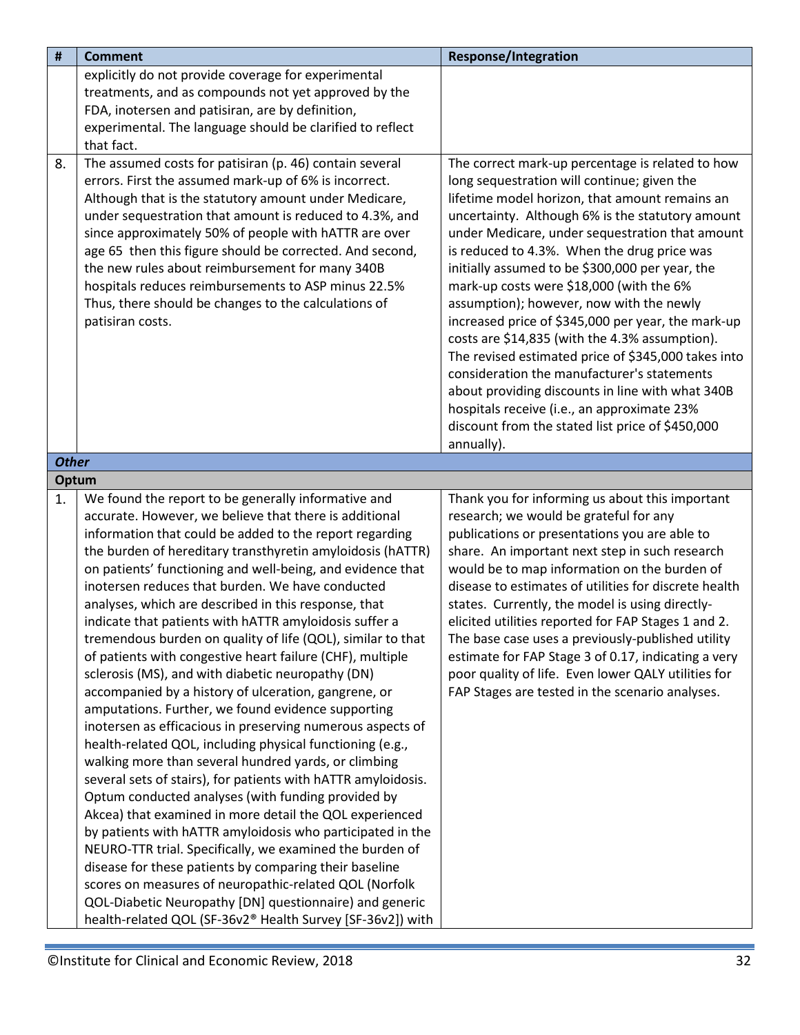| # | Comment | Response/Integration |
|---|---|---|
| | explicitly do not provide coverage for experimental treatments, and as compounds not yet approved by the FDA, inotersen and patisiran, are by definition, experimental. The language should be clarified to reflect that fact. | |
| 8. | The assumed costs for patisiran (p. 46) contain several errors. First the assumed mark-up of 6% is incorrect. Although that is the statutory amount under Medicare, under sequestration that amount is reduced to 4.3%, and since approximately 50% of people with hATTR are over age 65 then this figure should be corrected. And second, the new rules about reimbursement for many 340B hospitals reduces reimbursements to ASP minus 22.5% Thus, there should be changes to the calculations of patisiran costs. | The correct mark-up percentage is related to how long sequestration will continue; given the lifetime model horizon, that amount remains an uncertainty. Although 6% is the statutory amount under Medicare, under sequestration that amount is reduced to 4.3%. When the drug price was initially assumed to be $300,000 per year, the mark-up costs were $18,000 (with the 6% assumption); however, now with the newly increased price of $345,000 per year, the mark-up costs are $14,835 (with the 4.3% assumption). The revised estimated price of $345,000 takes into consideration the manufacturer's statements about providing discounts in line with what 340B hospitals receive (i.e., an approximate 23% discount from the stated list price of $450,000 annually). |
| ***Other*** | | |
| **Optum** | | |
| 1. | We found the report to be generally informative and accurate. However, we believe that there is additional information that could be added to the report regarding the burden of hereditary transthyretin amyloidosis (hATTR) on patients' functioning and well-being, and evidence that inotersen reduces that burden. We have conducted analyses, which are described in this response, that indicate that patients with hATTR amyloidosis suffer a tremendous burden on quality of life (QOL), similar to that of patients with congestive heart failure (CHF), multiple sclerosis (MS), and with diabetic neuropathy (DN) accompanied by a history of ulceration, gangrene, or amputations. Further, we found evidence supporting inotersen as efficacious in preserving numerous aspects of health-related QOL, including physical functioning (e.g., walking more than several hundred yards, or climbing several sets of stairs), for patients with hATTR amyloidosis. Optum conducted analyses (with funding provided by Akcea) that examined in more detail the QOL experienced by patients with hATTR amyloidosis who participated in the NEURO-TTR trial. Specifically, we examined the burden of disease for these patients by comparing their baseline scores on measures of neuropathic-related QOL (Norfolk QOL-Diabetic Neuropathy [DN] questionnaire) and generic health-related QOL (SF-36v2® Health Survey [SF-36v2]) with | Thank you for informing us about this important research; we would be grateful for any publications or presentations you are able to share. An important next step in such research would be to map information on the burden of disease to estimates of utilities for discrete health states. Currently, the model is using directly-elicited utilities reported for FAP Stages 1 and 2. The base case uses a previously-published utility estimate for FAP Stage 3 of 0.17, indicating a very poor quality of life. Even lower QALY utilities for FAP Stages are tested in the scenario analyses. |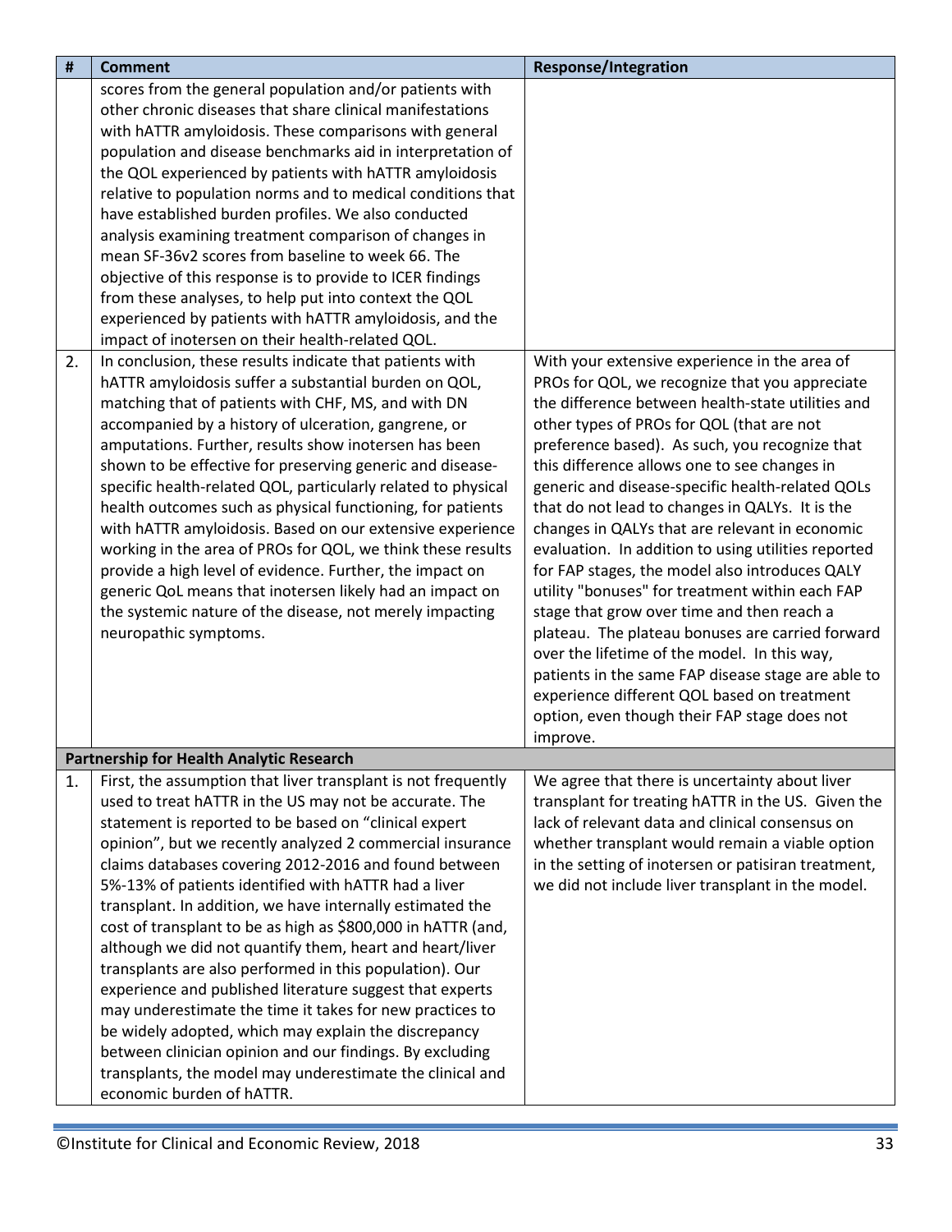| # | Comment | Response/Integration |
|---|---|---|
| | scores from the general population and/or patients with other chronic diseases that share clinical manifestations with hATTR amyloidosis. These comparisons with general population and disease benchmarks aid in interpretation of the QOL experienced by patients with hATTR amyloidosis relative to population norms and to medical conditions that have established burden profiles. We also conducted analysis examining treatment comparison of changes in mean SF-36v2 scores from baseline to week 66. The objective of this response is to provide to ICER findings from these analyses, to help put into context the QOL experienced by patients with hATTR amyloidosis, and the impact of inotersen on their health-related QOL. | |
| 2. | In conclusion, these results indicate that patients with hATTR amyloidosis suffer a substantial burden on QOL, matching that of patients with CHF, MS, and with DN accompanied by a history of ulceration, gangrene, or amputations. Further, results show inotersen has been shown to be effective for preserving generic and disease-specific health-related QOL, particularly related to physical health outcomes such as physical functioning, for patients with hATTR amyloidosis. Based on our extensive experience working in the area of PROs for QOL, we think these results provide a high level of evidence. Further, the impact on generic QoL means that inotersen likely had an impact on the systemic nature of the disease, not merely impacting neuropathic symptoms. | With your extensive experience in the area of PROs for QOL, we recognize that you appreciate the difference between health-state utilities and other types of PROs for QOL (that are not preference based). As such, you recognize that this difference allows one to see changes in generic and disease-specific health-related QOLs that do not lead to changes in QALYs. It is the changes in QALYs that are relevant in economic evaluation. In addition to using utilities reported for FAP stages, the model also introduces QALY utility "bonuses" for treatment within each FAP stage that grow over time and then reach a plateau. The plateau bonuses are carried forward over the lifetime of the model. In this way, patients in the same FAP disease stage are able to experience different QOL based on treatment option, even though their FAP stage does not improve. |
| **Partnership for Health Analytic Research** | | |
| 1. | First, the assumption that liver transplant is not frequently used to treat hATTR in the US may not be accurate. The statement is reported to be based on "clinical expert opinion", but we recently analyzed 2 commercial insurance claims databases covering 2012-2016 and found between 5%-13% of patients identified with hATTR had a liver transplant. In addition, we have internally estimated the cost of transplant to be as high as $800,000 in hATTR (and, although we did not quantify them, heart and heart/liver transplants are also performed in this population). Our experience and published literature suggest that experts may underestimate the time it takes for new practices to be widely adopted, which may explain the discrepancy between clinician opinion and our findings. By excluding transplants, the model may underestimate the clinical and economic burden of hATTR. | We agree that there is uncertainty about liver transplant for treating hATTR in the US. Given the lack of relevant data and clinical consensus on whether transplant would remain a viable option in the setting of inotersen or patisiran treatment, we did not include liver transplant in the model. |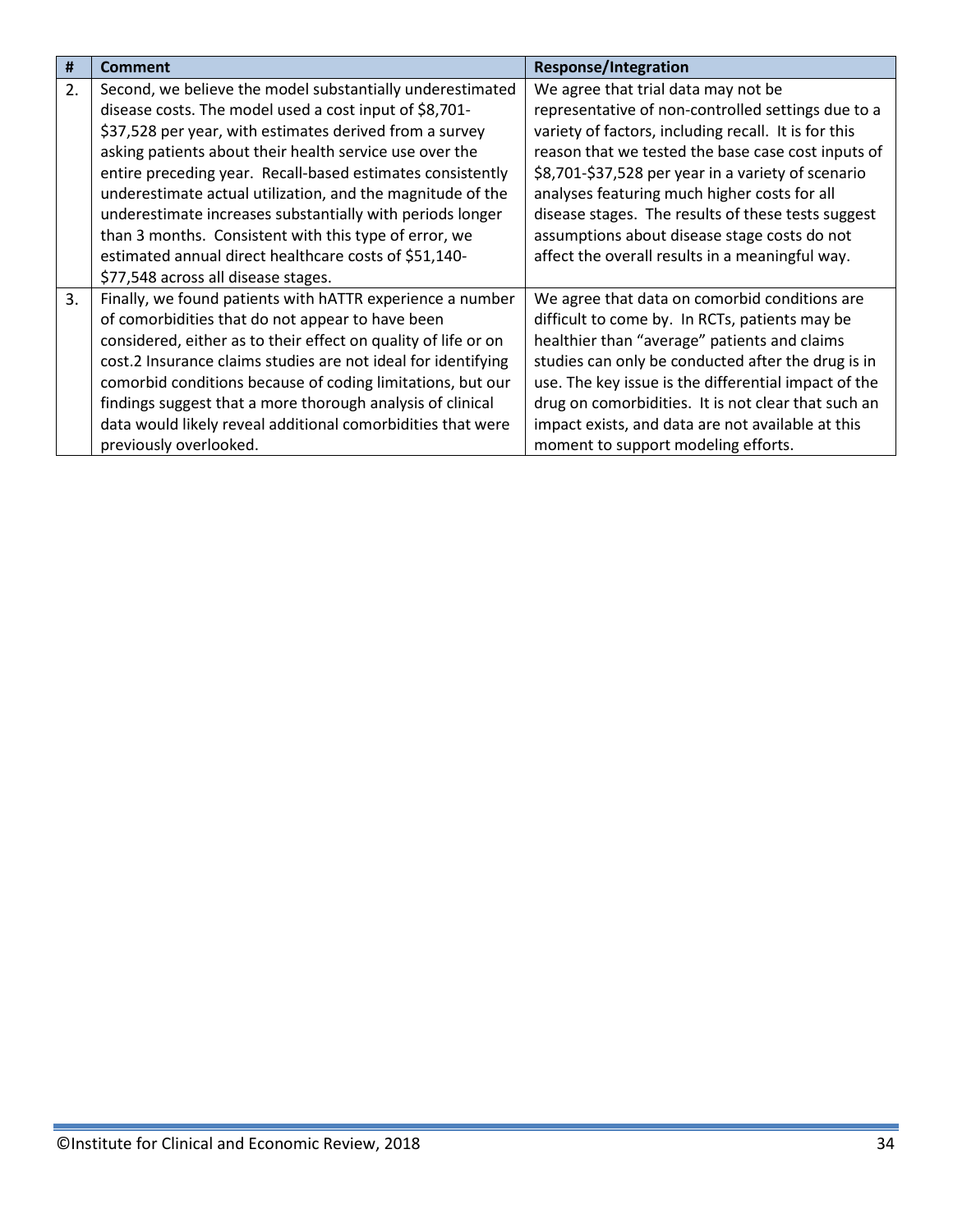| # | Comment | Response/Integration |
|---|---|---|
| 2. | Second, we believe the model substantially underestimated disease costs. The model used a cost input of $8,701-$37,528 per year, with estimates derived from a survey asking patients about their health service use over the entire preceding year. Recall-based estimates consistently underestimate actual utilization, and the magnitude of the underestimate increases substantially with periods longer than 3 months. Consistent with this type of error, we estimated annual direct healthcare costs of $51,140-$77,548 across all disease stages. | We agree that trial data may not be representative of non-controlled settings due to a variety of factors, including recall. It is for this reason that we tested the base case cost inputs of $8,701-$37,528 per year in a variety of scenario analyses featuring much higher costs for all disease stages. The results of these tests suggest assumptions about disease stage costs do not affect the overall results in a meaningful way. |
| 3. | Finally, we found patients with hATTR experience a number of comorbidities that do not appear to have been considered, either as to their effect on quality of life or on cost.2 Insurance claims studies are not ideal for identifying comorbid conditions because of coding limitations, but our findings suggest that a more thorough analysis of clinical data would likely reveal additional comorbidities that were previously overlooked. | We agree that data on comorbid conditions are difficult to come by. In RCTs, patients may be healthier than "average" patients and claims studies can only be conducted after the drug is in use. The key issue is the differential impact of the drug on comorbidities. It is not clear that such an impact exists, and data are not available at this moment to support modeling efforts. |